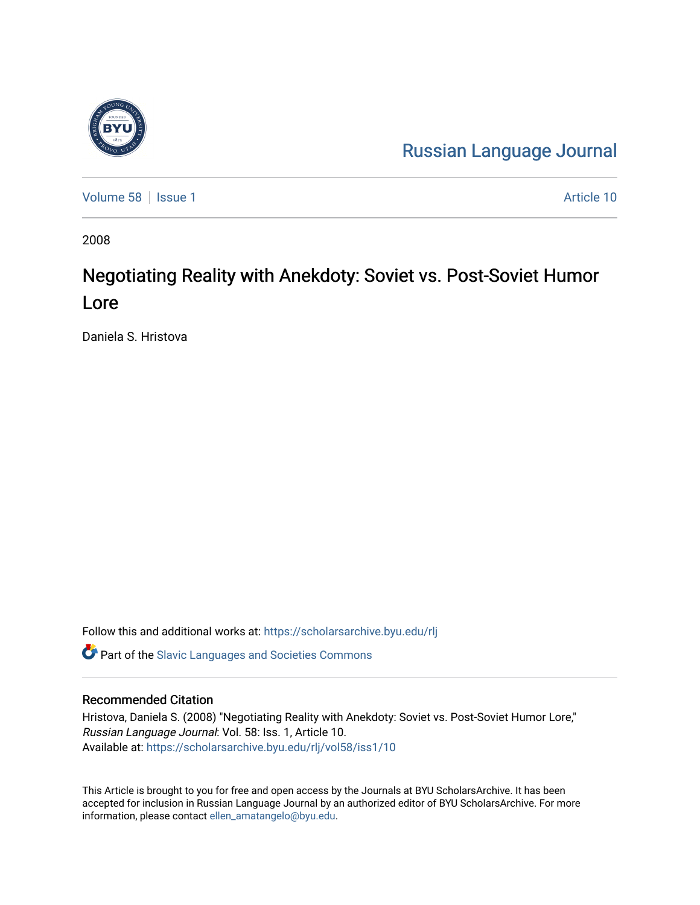Russian Language Journal

Volume 58 | Issue 1 | Article 10

2008

# Negotiating Reality with Anekdoty: Soviet vs. Post-Soviet Humor Lore

Daniela S. Hristova

Follow this and additional works at: https://scholarsarchive.byu.edu/rlj

Part of the Slavic Languages and Societies Commons

## Recommended Citation

Hristova, Daniela S. (2008) "Negotiating Reality with Anekdoty: Soviet vs. Post-Soviet Humor Lore," *Russian Language Journal*: Vol. 58: Iss. 1, Article 10.
Available at: https://scholarsarchive.byu.edu/rlj/vol58/iss1/10

This Article is brought to you for free and open access by the Journals at BYU ScholarsArchive. It has been accepted for inclusion in Russian Language Journal by an authorized editor of BYU ScholarsArchive. For more information, please contact ellen_amatangelo@byu.edu.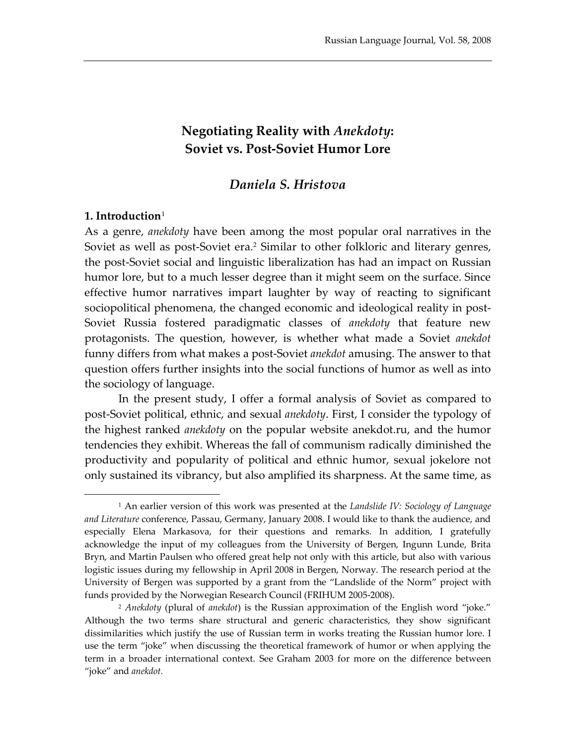# Negotiating Reality with *Anekdoty*: Soviet vs. Post-Soviet Humor Lore

## *Daniela S. Hristova*

### 1. Introduction[1]

As a genre, *anekdoty* have been among the most popular oral narratives in the Soviet as well as post-Soviet era.[2] Similar to other folkloric and literary genres, the post-Soviet social and linguistic liberalization has had an impact on Russian humor lore, but to a much lesser degree than it might seem on the surface. Since effective humor narratives impart laughter by way of reacting to significant sociopolitical phenomena, the changed economic and ideological reality in post-Soviet Russia fostered paradigmatic classes of *anekdoty* that feature new protagonists. The question, however, is whether what made a Soviet *anekdot* funny differs from what makes a post-Soviet *anekdot* amusing. The answer to that question offers further insights into the social functions of humor as well as into the sociology of language.

In the present study, I offer a formal analysis of Soviet as compared to post-Soviet political, ethnic, and sexual *anekdoty*. First, I consider the typology of the highest ranked *anekdoty* on the popular website anekdot.ru, and the humor tendencies they exhibit. Whereas the fall of communism radically diminished the productivity and popularity of political and ethnic humor, sexual jokelore not only sustained its vibrancy, but also amplified its sharpness. At the same time, as

---

[1] An earlier version of this work was presented at the *Landslide IV: Sociology of Language and Literature* conference, Passau, Germany, January 2008. I would like to thank the audience, and especially Elena Markasova, for their questions and remarks. In addition, I gratefully acknowledge the input of my colleagues from the University of Bergen, Ingunn Lunde, Brita Bryn, and Martin Paulsen who offered great help not only with this article, but also with various logistic issues during my fellowship in April 2008 in Bergen, Norway. The research period at the University of Bergen was supported by a grant from the "Landslide of the Norm" project with funds provided by the Norwegian Research Council (FRIHUM 2005-2008).

[2] *Anekdoty* (plural of *anekdot*) is the Russian approximation of the English word "joke." Although the two terms share structural and generic characteristics, they show significant dissimilarities which justify the use of Russian term in works treating the Russian humor lore. I use the term "joke" when discussing the theoretical framework of humor or when applying the term in a broader international context. See Graham 2003 for more on the difference between "joke" and *anekdot.*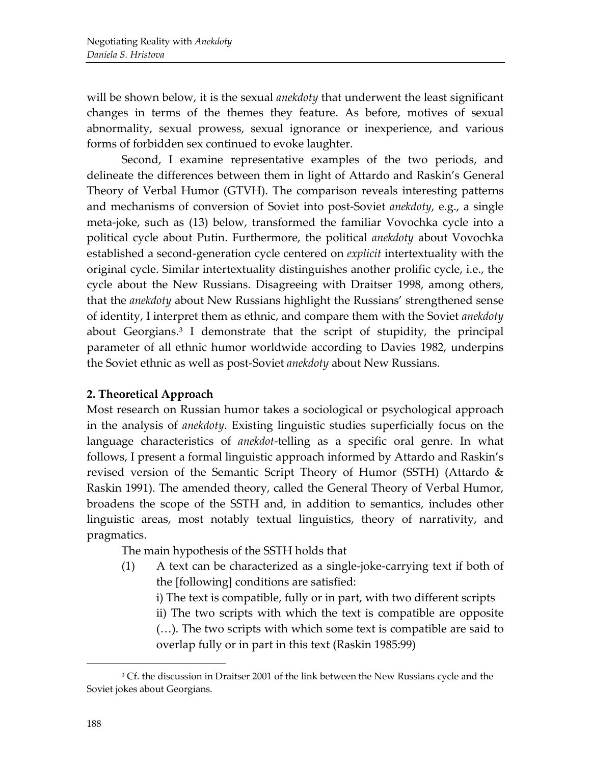will be shown below, it is the sexual *anekdoty* that underwent the least significant changes in terms of the themes they feature. As before, motives of sexual abnormality, sexual prowess, sexual ignorance or inexperience, and various forms of forbidden sex continued to evoke laughter.

Second, I examine representative examples of the two periods, and delineate the differences between them in light of Attardo and Raskin's General Theory of Verbal Humor (GTVH). The comparison reveals interesting patterns and mechanisms of conversion of Soviet into post-Soviet *anekdoty*, e.g., a single meta-joke, such as (13) below, transformed the familiar Vovochka cycle into a political cycle about Putin. Furthermore, the political *anekdoty* about Vovochka established a second-generation cycle centered on *explicit* intertextuality with the original cycle. Similar intertextuality distinguishes another prolific cycle, i.e., the cycle about the New Russians. Disagreeing with Draitser 1998, among others, that the *anekdoty* about New Russians highlight the Russians' strengthened sense of identity, I interpret them as ethnic, and compare them with the Soviet *anekdoty* about Georgians.[3] I demonstrate that the script of stupidity, the principal parameter of all ethnic humor worldwide according to Davies 1982, underpins the Soviet ethnic as well as post-Soviet *anekdoty* about New Russians.

## 2. Theoretical Approach

Most research on Russian humor takes a sociological or psychological approach in the analysis of *anekdoty*. Existing linguistic studies superficially focus on the language characteristics of *anekdot*-telling as a specific oral genre. In what follows, I present a formal linguistic approach informed by Attardo and Raskin's revised version of the Semantic Script Theory of Humor (SSTH) (Attardo & Raskin 1991). The amended theory, called the General Theory of Verbal Humor, broadens the scope of the SSTH and, in addition to semantics, includes other linguistic areas, most notably textual linguistics, theory of narrativity, and pragmatics.

The main hypothesis of the SSTH holds that

(1) A text can be characterized as a single-joke-carrying text if both of the [following] conditions are satisfied:
  i) The text is compatible, fully or in part, with two different scripts
  ii) The two scripts with which the text is compatible are opposite (…). The two scripts with which some text is compatible are said to overlap fully or in part in this text (Raskin 1985:99)

---

[3] Cf. the discussion in Draitser 2001 of the link between the New Russians cycle and the Soviet jokes about Georgians.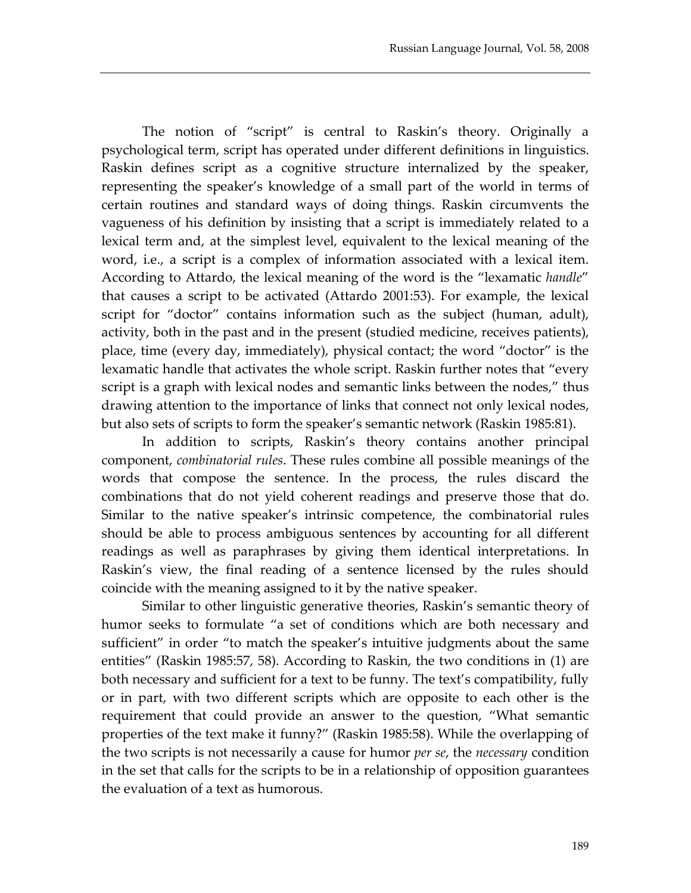The notion of "script" is central to Raskin's theory. Originally a psychological term, script has operated under different definitions in linguistics. Raskin defines script as a cognitive structure internalized by the speaker, representing the speaker's knowledge of a small part of the world in terms of certain routines and standard ways of doing things. Raskin circumvents the vagueness of his definition by insisting that a script is immediately related to a lexical term and, at the simplest level, equivalent to the lexical meaning of the word, i.e., a script is a complex of information associated with a lexical item. According to Attardo, the lexical meaning of the word is the "lexamatic *handle*" that causes a script to be activated (Attardo 2001:53). For example, the lexical script for "doctor" contains information such as the subject (human, adult), activity, both in the past and in the present (studied medicine, receives patients), place, time (every day, immediately), physical contact; the word "doctor" is the lexamatic handle that activates the whole script. Raskin further notes that "every script is a graph with lexical nodes and semantic links between the nodes," thus drawing attention to the importance of links that connect not only lexical nodes, but also sets of scripts to form the speaker's semantic network (Raskin 1985:81).

In addition to scripts, Raskin's theory contains another principal component, *combinatorial rules*. These rules combine all possible meanings of the words that compose the sentence. In the process, the rules discard the combinations that do not yield coherent readings and preserve those that do. Similar to the native speaker's intrinsic competence, the combinatorial rules should be able to process ambiguous sentences by accounting for all different readings as well as paraphrases by giving them identical interpretations. In Raskin's view, the final reading of a sentence licensed by the rules should coincide with the meaning assigned to it by the native speaker.

Similar to other linguistic generative theories, Raskin's semantic theory of humor seeks to formulate "a set of conditions which are both necessary and sufficient" in order "to match the speaker's intuitive judgments about the same entities" (Raskin 1985:57, 58). According to Raskin, the two conditions in (1) are both necessary and sufficient for a text to be funny. The text's compatibility, fully or in part, with two different scripts which are opposite to each other is the requirement that could provide an answer to the question, "What semantic properties of the text make it funny?" (Raskin 1985:58). While the overlapping of the two scripts is not necessarily a cause for humor *per se*, the *necessary* condition in the set that calls for the scripts to be in a relationship of opposition guarantees the evaluation of a text as humorous.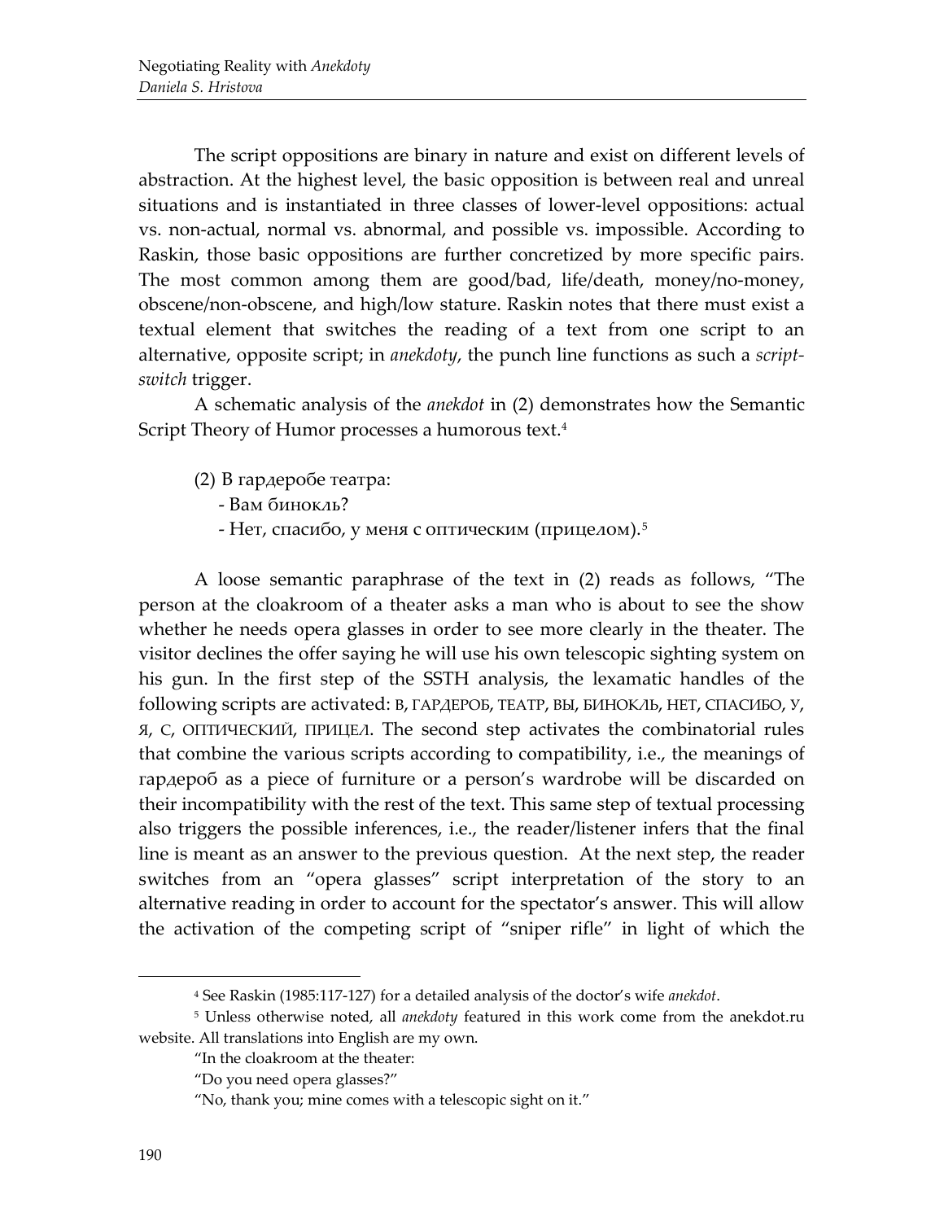The script oppositions are binary in nature and exist on different levels of abstraction. At the highest level, the basic opposition is between real and unreal situations and is instantiated in three classes of lower-level oppositions: actual vs. non-actual, normal vs. abnormal, and possible vs. impossible. According to Raskin, those basic oppositions are further concretized by more specific pairs. The most common among them are good/bad, life/death, money/no-money, obscene/non-obscene, and high/low stature. Raskin notes that there must exist a textual element that switches the reading of a text from one script to an alternative, opposite script; in *anekdoty*, the punch line functions as such a *script-switch* trigger.

A schematic analysis of the *anekdot* in (2) demonstrates how the Semantic Script Theory of Humor processes a humorous text.[4]

> (2) В гардеробе театра:
> - Вам бинокль?
> - Нет, спасибо, у меня с оптическим (прицелом).[5]

A loose semantic paraphrase of the text in (2) reads as follows, "The person at the cloakroom of a theater asks a man who is about to see the show whether he needs opera glasses in order to see more clearly in the theater. The visitor declines the offer saying he will use his own telescopic sighting system on his gun. In the first step of the SSTH analysis, the lexamatic handles of the following scripts are activated: В, ГАРДЕРОБ, ТЕАТР, ВЫ, БИНОКЛЬ, НЕТ, СПАСИБО, У, Я, С, ОПТИЧЕСКИЙ, ПРИЦЕЛ. The second step activates the combinatorial rules that combine the various scripts according to compatibility, i.e., the meanings of гардероб as a piece of furniture or a person's wardrobe will be discarded on their incompatibility with the rest of the text. This same step of textual processing also triggers the possible inferences, i.e., the reader/listener infers that the final line is meant as an answer to the previous question. At the next step, the reader switches from an "opera glasses" script interpretation of the story to an alternative reading in order to account for the spectator's answer. This will allow the activation of the competing script of "sniper rifle" in light of which the

---

[4] See Raskin (1985:117-127) for a detailed analysis of the doctor's wife *anekdot*.

[5] Unless otherwise noted, all *anekdoty* featured in this work come from the anekdot.ru website. All translations into English are my own.

"In the cloakroom at the theater:

"Do you need opera glasses?"

"No, thank you; mine comes with a telescopic sight on it."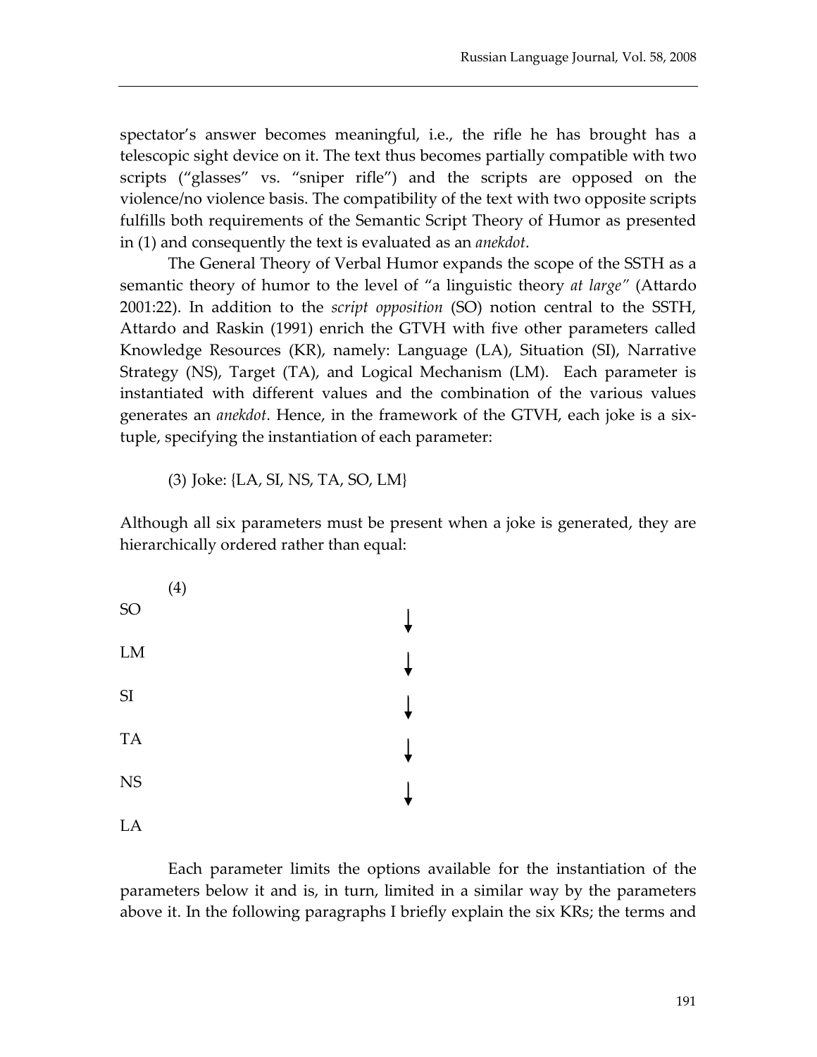spectator's answer becomes meaningful, i.e., the rifle he has brought has a telescopic sight device on it. The text thus becomes partially compatible with two scripts ("glasses" vs. "sniper rifle") and the scripts are opposed on the violence/no violence basis. The compatibility of the text with two opposite scripts fulfills both requirements of the Semantic Script Theory of Humor as presented in (1) and consequently the text is evaluated as an *anekdot*.

The General Theory of Verbal Humor expands the scope of the SSTH as a semantic theory of humor to the level of "a linguistic theory *at large*" (Attardo 2001:22). In addition to the *script opposition* (SO) notion central to the SSTH, Attardo and Raskin (1991) enrich the GTVH with five other parameters called Knowledge Resources (KR), namely: Language (LA), Situation (SI), Narrative Strategy (NS), Target (TA), and Logical Mechanism (LM). Each parameter is instantiated with different values and the combination of the various values generates an *anekdot*. Hence, in the framework of the GTVH, each joke is a six-tuple, specifying the instantiation of each parameter:

(3) Joke: {LA, SI, NS, TA, SO, LM}

Although all six parameters must be present when a joke is generated, they are hierarchically ordered rather than equal:

(4)

SO
↓
LM
↓
SI
↓
TA
↓
NS
↓
LA

Each parameter limits the options available for the instantiation of the parameters below it and is, in turn, limited in a similar way by the parameters above it. In the following paragraphs I briefly explain the six KRs; the terms and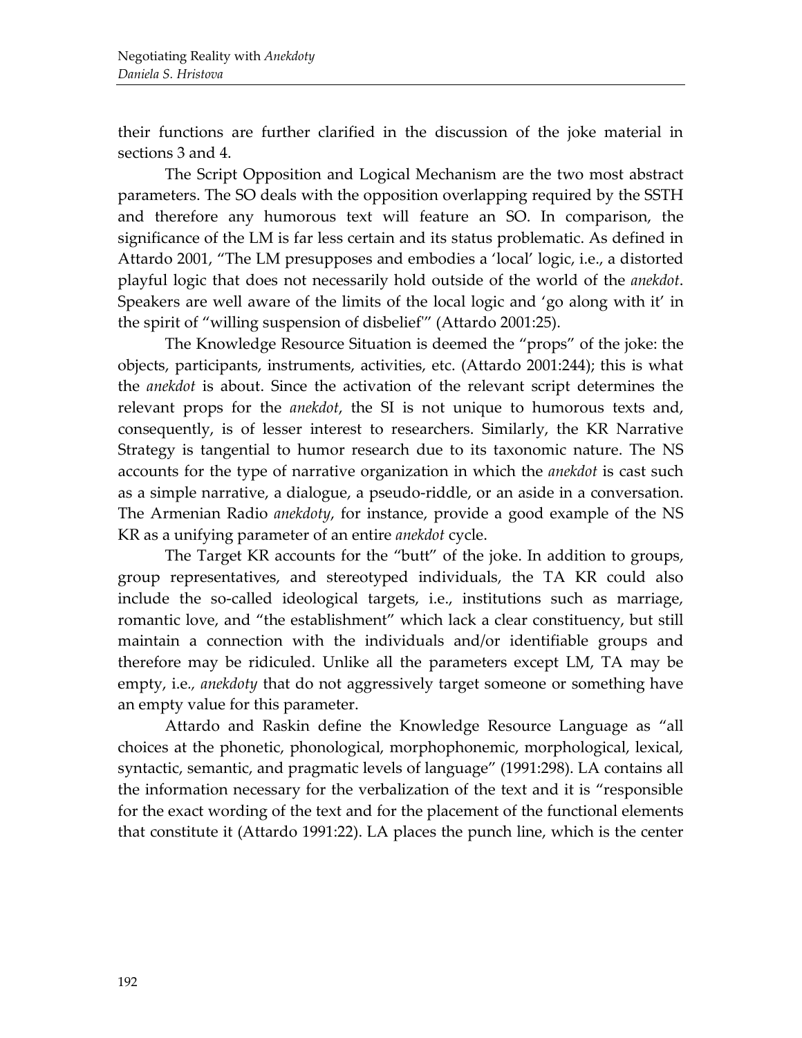their functions are further clarified in the discussion of the joke material in sections 3 and 4.

The Script Opposition and Logical Mechanism are the two most abstract parameters. The SO deals with the opposition overlapping required by the SSTH and therefore any humorous text will feature an SO. In comparison, the significance of the LM is far less certain and its status problematic. As defined in Attardo 2001, "The LM presupposes and embodies a 'local' logic, i.e., a distorted playful logic that does not necessarily hold outside of the world of the *anekdot*. Speakers are well aware of the limits of the local logic and 'go along with it' in the spirit of "willing suspension of disbelief'" (Attardo 2001:25).

The Knowledge Resource Situation is deemed the "props" of the joke: the objects, participants, instruments, activities, etc. (Attardo 2001:244); this is what the *anekdot* is about. Since the activation of the relevant script determines the relevant props for the *anekdot*, the SI is not unique to humorous texts and, consequently, is of lesser interest to researchers. Similarly, the KR Narrative Strategy is tangential to humor research due to its taxonomic nature. The NS accounts for the type of narrative organization in which the *anekdot* is cast such as a simple narrative, a dialogue, a pseudo-riddle, or an aside in a conversation. The Armenian Radio *anekdoty*, for instance, provide a good example of the NS KR as a unifying parameter of an entire *anekdot* cycle.

The Target KR accounts for the "butt" of the joke. In addition to groups, group representatives, and stereotyped individuals, the TA KR could also include the so-called ideological targets, i.e., institutions such as marriage, romantic love, and "the establishment" which lack a clear constituency, but still maintain a connection with the individuals and/or identifiable groups and therefore may be ridiculed. Unlike all the parameters except LM, TA may be empty, i.e., *anekdoty* that do not aggressively target someone or something have an empty value for this parameter.

Attardo and Raskin define the Knowledge Resource Language as "all choices at the phonetic, phonological, morphophonemic, morphological, lexical, syntactic, semantic, and pragmatic levels of language" (1991:298). LA contains all the information necessary for the verbalization of the text and it is "responsible for the exact wording of the text and for the placement of the functional elements that constitute it (Attardo 1991:22). LA places the punch line, which is the center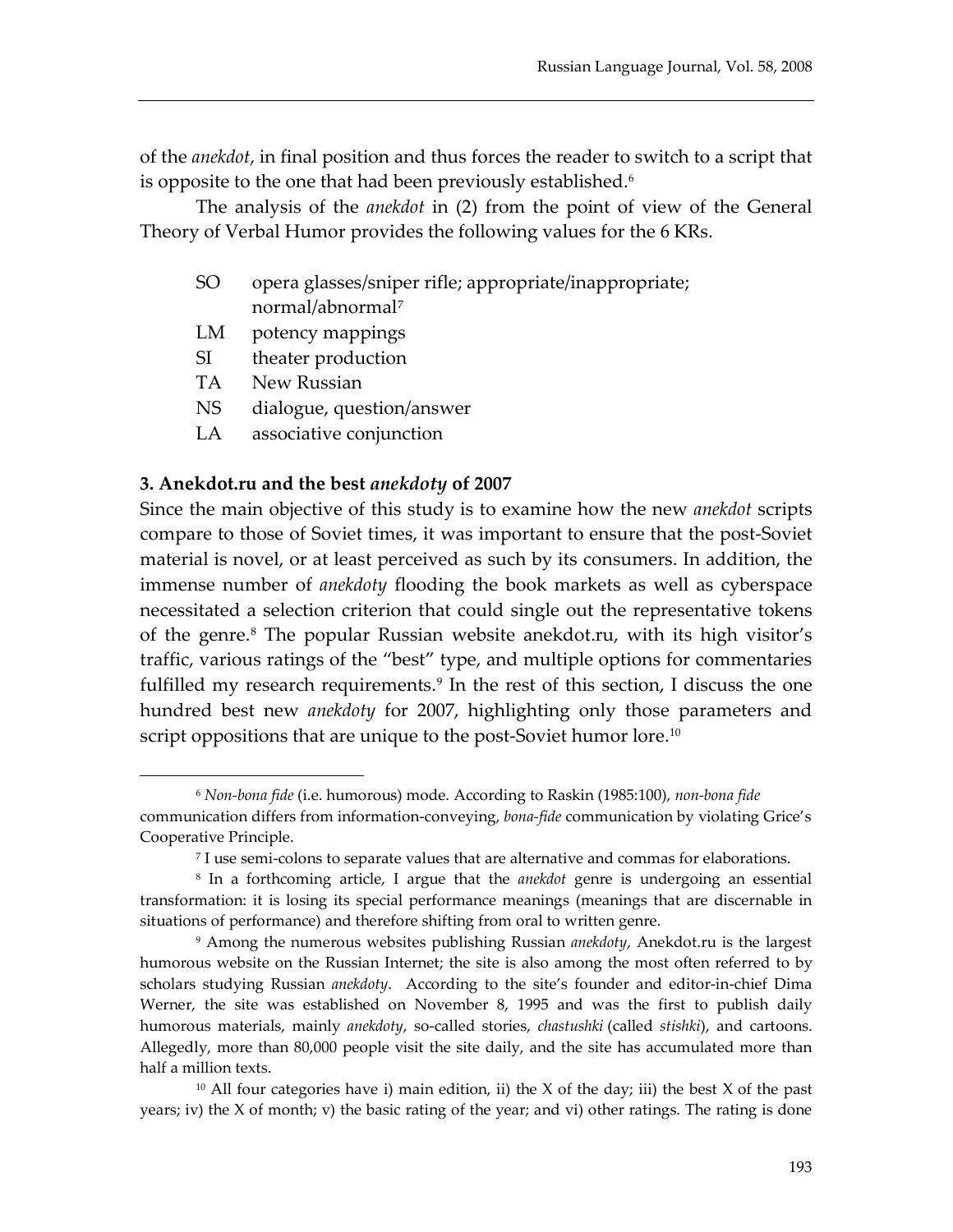of the *anekdot*, in final position and thus forces the reader to switch to a script that is opposite to the one that had been previously established.[6]

The analysis of the *anekdot* in (2) from the point of view of the General Theory of Verbal Humor provides the following values for the 6 KRs.

SO opera glasses/sniper rifle; appropriate/inappropriate; normal/abnormal[7]
LM potency mappings
SI theater production
TA New Russian
NS dialogue, question/answer
LA associative conjunction

**3. Anekdot.ru and the best *anekdoty* of 2007**

Since the main objective of this study is to examine how the new *anekdot* scripts compare to those of Soviet times, it was important to ensure that the post-Soviet material is novel, or at least perceived as such by its consumers. In addition, the immense number of *anekdoty* flooding the book markets as well as cyberspace necessitated a selection criterion that could single out the representative tokens of the genre.[8] The popular Russian website anekdot.ru, with its high visitor's traffic, various ratings of the "best" type, and multiple options for commentaries fulfilled my research requirements.[9] In the rest of this section, I discuss the one hundred best new *anekdoty* for 2007, highlighting only those parameters and script oppositions that are unique to the post-Soviet humor lore.[10]

---

[6] *Non-bona fide* (i.e. humorous) mode. According to Raskin (1985:100), *non-bona fide* communication differs from information-conveying, *bona-fide* communication by violating Grice's Cooperative Principle.

[7] I use semi-colons to separate values that are alternative and commas for elaborations.

[8] In a forthcoming article, I argue that the *anekdot* genre is undergoing an essential transformation: it is losing its special performance meanings (meanings that are discernable in situations of performance) and therefore shifting from oral to written genre.

[9] Among the numerous websites publishing Russian *anekdoty*, Anekdot.ru is the largest humorous website on the Russian Internet; the site is also among the most often referred to by scholars studying Russian *anekdoty*. According to the site's founder and editor-in-chief Dima Werner, the site was established on November 8, 1995 and was the first to publish daily humorous materials, mainly *anekdoty*, so-called stories, *chastushki* (called *stishki*), and cartoons. Allegedly, more than 80,000 people visit the site daily, and the site has accumulated more than half a million texts.

[10] All four categories have i) main edition, ii) the X of the day; iii) the best X of the past years; iv) the X of month; v) the basic rating of the year; and vi) other ratings. The rating is done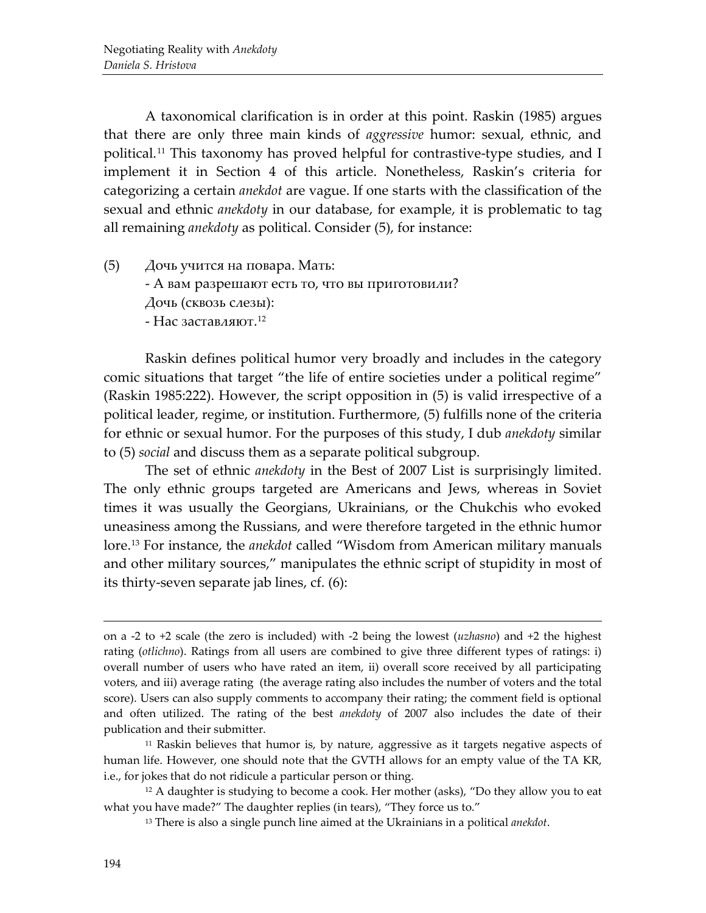A taxonomical clarification is in order at this point. Raskin (1985) argues that there are only three main kinds of *aggressive* humor: sexual, ethnic, and political.[11] This taxonomy has proved helpful for contrastive-type studies, and I implement it in Section 4 of this article. Nonetheless, Raskin's criteria for categorizing a certain *anekdot* are vague. If one starts with the classification of the sexual and ethnic *anekdoty* in our database, for example, it is problematic to tag all remaining *anekdoty* as political. Consider (5), for instance:

(5) Дочь учится на повара. Мать:
- А вам разрешают есть то, что вы приготовили?
Дочь (сквозь слезы):
- Нас заставляют.[12]

Raskin defines political humor very broadly and includes in the category comic situations that target "the life of entire societies under a political regime" (Raskin 1985:222). However, the script opposition in (5) is valid irrespective of a political leader, regime, or institution. Furthermore, (5) fulfills none of the criteria for ethnic or sexual humor. For the purposes of this study, I dub *anekdoty* similar to (5) *social* and discuss them as a separate political subgroup.

The set of ethnic *anekdoty* in the Best of 2007 List is surprisingly limited. The only ethnic groups targeted are Americans and Jews, whereas in Soviet times it was usually the Georgians, Ukrainians, or the Chukchis who evoked uneasiness among the Russians, and were therefore targeted in the ethnic humor lore.[13] For instance, the *anekdot* called "Wisdom from American military manuals and other military sources," manipulates the ethnic script of stupidity in most of its thirty-seven separate jab lines, cf. (6):

---

on a -2 to +2 scale (the zero is included) with -2 being the lowest (*uzhasno*) and +2 the highest rating (*otlichno*). Ratings from all users are combined to give three different types of ratings: i) overall number of users who have rated an item, ii) overall score received by all participating voters, and iii) average rating (the average rating also includes the number of voters and the total score). Users can also supply comments to accompany their rating; the comment field is optional and often utilized. The rating of the best *anekdoty* of 2007 also includes the date of their publication and their submitter.

[11] Raskin believes that humor is, by nature, aggressive as it targets negative aspects of human life. However, one should note that the GVTH allows for an empty value of the TA KR, i.e., for jokes that do not ridicule a particular person or thing.

[12] A daughter is studying to become a cook. Her mother (asks), "Do they allow you to eat what you have made?" The daughter replies (in tears), "They force us to."

[13] There is also a single punch line aimed at the Ukrainians in a political *anekdot*.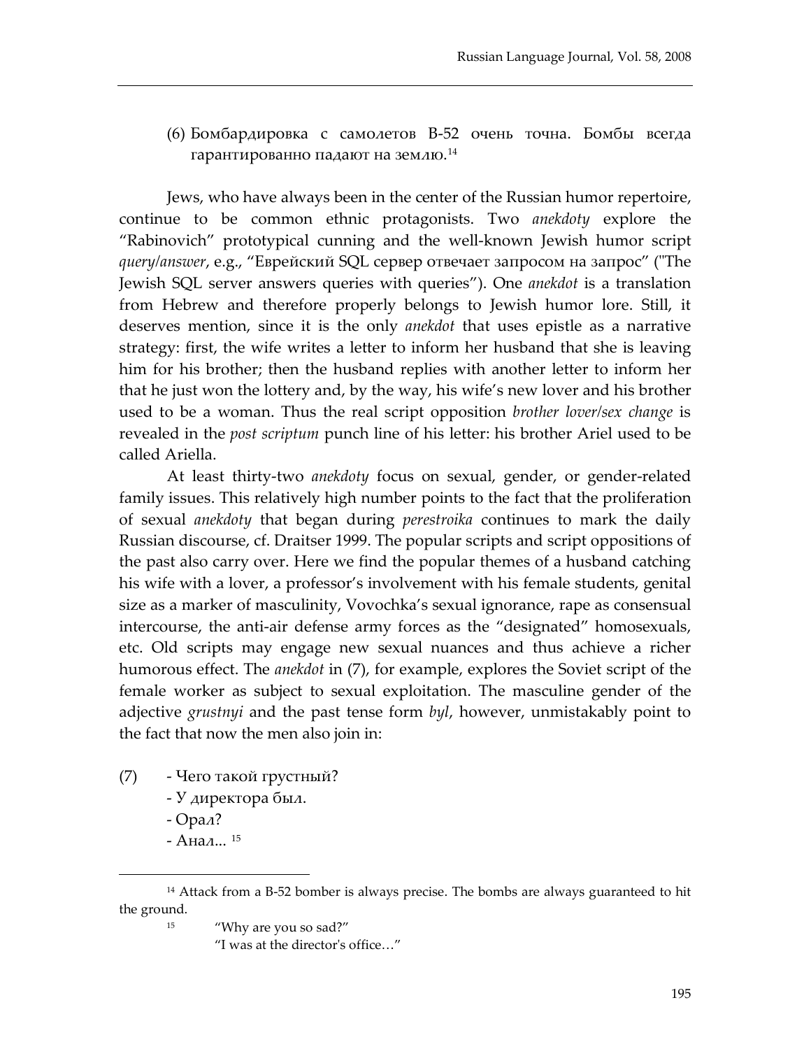(6) Бомбардировка с самолетов B-52 очень точна. Бомбы всегда гарантированно падают на землю.[14]

Jews, who have always been in the center of the Russian humor repertoire, continue to be common ethnic protagonists. Two *anekdoty* explore the "Rabinovich" prototypical cunning and the well-known Jewish humor script *query/answer*, e.g., "Еврейский SQL сервер отвечает запросом на запрос" ("The Jewish SQL server answers queries with queries"). One *anekdot* is a translation from Hebrew and therefore properly belongs to Jewish humor lore. Still, it deserves mention, since it is the only *anekdot* that uses epistle as a narrative strategy: first, the wife writes a letter to inform her husband that she is leaving him for his brother; then the husband replies with another letter to inform her that he just won the lottery and, by the way, his wife's new lover and his brother used to be a woman. Thus the real script opposition *brother lover/sex change* is revealed in the *post scriptum* punch line of his letter: his brother Ariel used to be called Ariella.

At least thirty-two *anekdoty* focus on sexual, gender, or gender-related family issues. This relatively high number points to the fact that the proliferation of sexual *anekdoty* that began during *perestroika* continues to mark the daily Russian discourse, cf. Draitser 1999. The popular scripts and script oppositions of the past also carry over. Here we find the popular themes of a husband catching his wife with a lover, a professor's involvement with his female students, genital size as a marker of masculinity, Vovochka's sexual ignorance, rape as consensual intercourse, the anti-air defense army forces as the "designated" homosexuals, etc. Old scripts may engage new sexual nuances and thus achieve a richer humorous effect. The *anekdot* in (7), for example, explores the Soviet script of the female worker as subject to sexual exploitation. The masculine gender of the adjective *grustnyi* and the past tense form *byl*, however, unmistakably point to the fact that now the men also join in:

(7) - Чего такой грустный?
- У директора был.
- Орал?
- Анал... [15]

---

[14] Attack from a B-52 bomber is always precise. The bombs are always guaranteed to hit the ground.

[15] "Why are you so sad?"
"I was at the director's office…"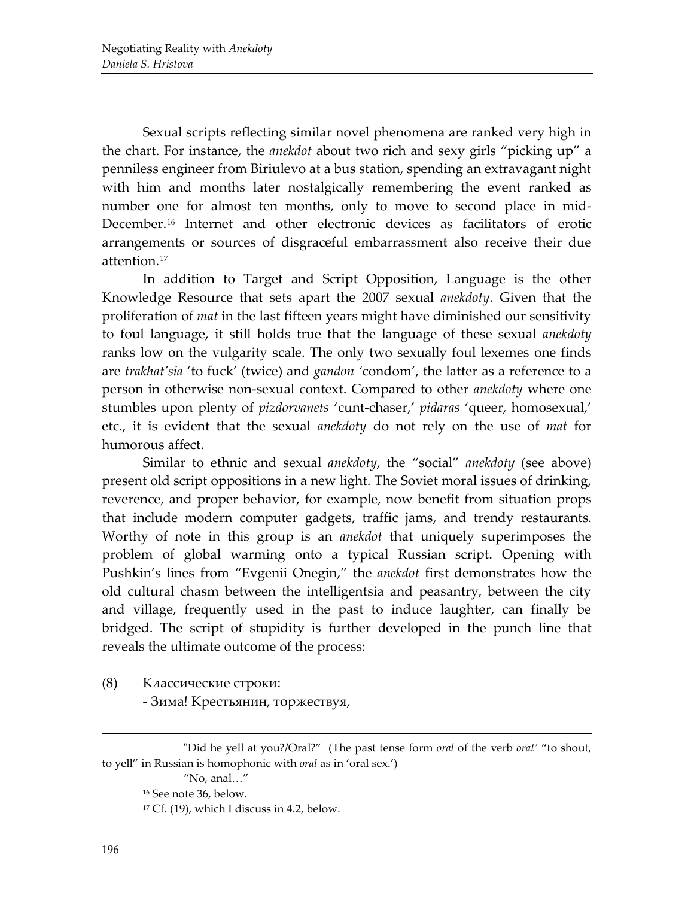Sexual scripts reflecting similar novel phenomena are ranked very high in the chart. For instance, the *anekdot* about two rich and sexy girls "picking up" a penniless engineer from Biriulevo at a bus station, spending an extravagant night with him and months later nostalgically remembering the event ranked as number one for almost ten months, only to move to second place in mid-December.[16] Internet and other electronic devices as facilitators of erotic arrangements or sources of disgraceful embarrassment also receive their due attention.[17]

In addition to Target and Script Opposition, Language is the other Knowledge Resource that sets apart the 2007 sexual *anekdoty*. Given that the proliferation of *mat* in the last fifteen years might have diminished our sensitivity to foul language, it still holds true that the language of these sexual *anekdoty* ranks low on the vulgarity scale. The only two sexually foul lexemes one finds are *trakhat'sia* 'to fuck' (twice) and *gandon* 'condom', the latter as a reference to a person in otherwise non-sexual context. Compared to other *anekdoty* where one stumbles upon plenty of *pizdorvanets* 'cunt-chaser,' *pidaras* 'queer, homosexual,' etc., it is evident that the sexual *anekdoty* do not rely on the use of *mat* for humorous affect.

Similar to ethnic and sexual *anekdoty*, the "social" *anekdoty* (see above) present old script oppositions in a new light. The Soviet moral issues of drinking, reverence, and proper behavior, for example, now benefit from situation props that include modern computer gadgets, traffic jams, and trendy restaurants. Worthy of note in this group is an *anekdot* that uniquely superimposes the problem of global warming onto a typical Russian script. Opening with Pushkin's lines from "Evgenii Onegin," the *anekdot* first demonstrates how the old cultural chasm between the intelligentsia and peasantry, between the city and village, frequently used in the past to induce laughter, can finally be bridged. The script of stupidity is further developed in the punch line that reveals the ultimate outcome of the process:

(8) Классические строки:
- Зима! Крестьянин, торжествуя,

---

"Did he yell at you?/Oral?" (The past tense form *oral* of the verb *orat'* "to shout, to yell" in Russian is homophonic with *oral* as in 'oral sex.')

"No, anal…"

[16] See note 36, below.

[17] Cf. (19), which I discuss in 4.2, below.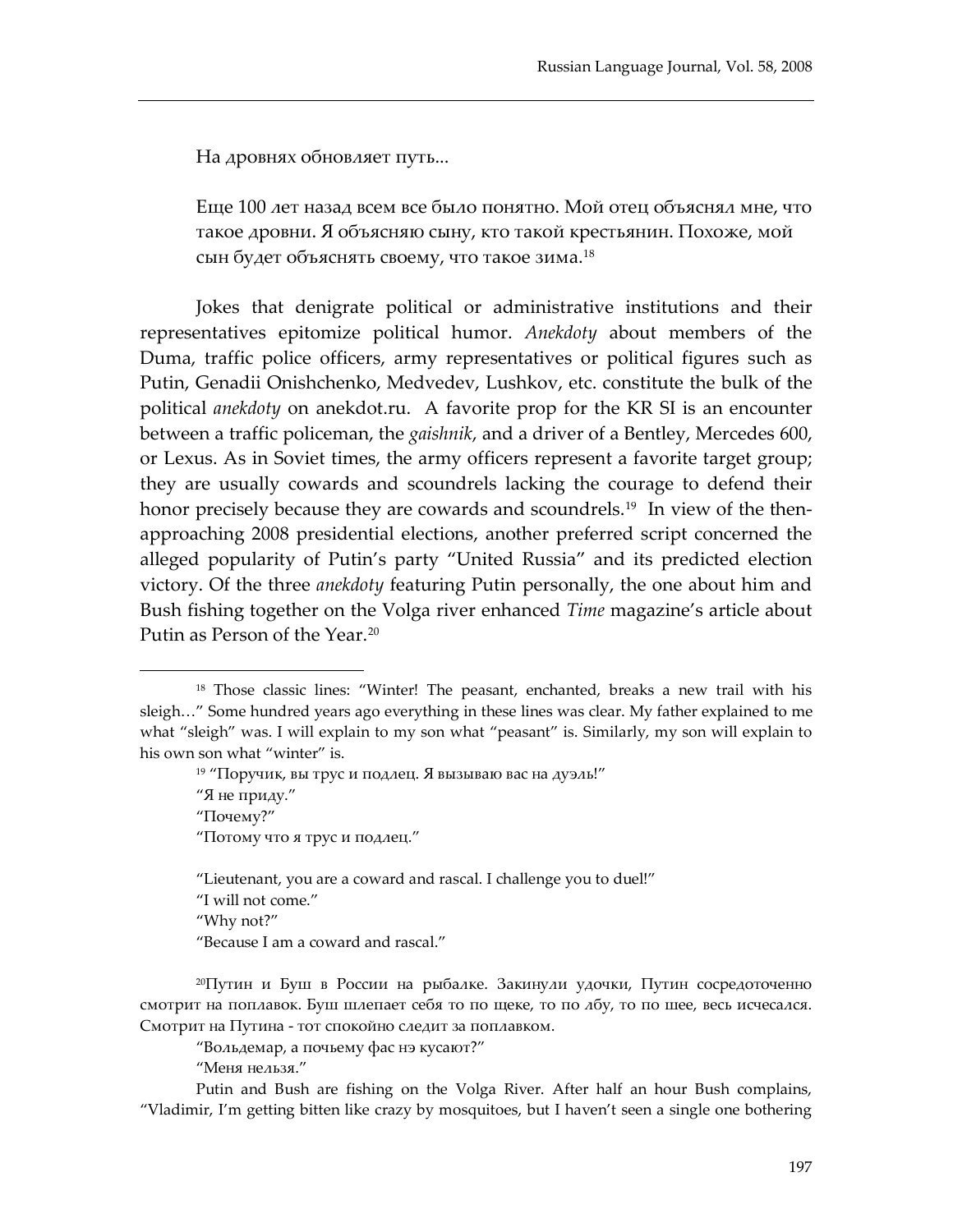На дровнях обновляет путь...

Еще 100 лет назад всем все было понятно. Мой отец объяснял мне, что такое дровни. Я объясняю сыну, кто такой крестьянин. Похоже, мой сын будет объяснять своему, что такое зима.[18]

Jokes that denigrate political or administrative institutions and their representatives epitomize political humor. *Anekdoty* about members of the Duma, traffic police officers, army representatives or political figures such as Putin, Genadii Onishchenko, Medvedev, Lushkov, etc. constitute the bulk of the political *anekdoty* on anekdot.ru. A favorite prop for the KR SI is an encounter between a traffic policeman, the *gaishnik*, and a driver of a Bentley, Mercedes 600, or Lexus. As in Soviet times, the army officers represent a favorite target group; they are usually cowards and scoundrels lacking the courage to defend their honor precisely because they are cowards and scoundrels.[19] In view of the then-approaching 2008 presidential elections, another preferred script concerned the alleged popularity of Putin's party "United Russia" and its predicted election victory. Of the three *anekdoty* featuring Putin personally, the one about him and Bush fishing together on the Volga river enhanced *Time* magazine's article about Putin as Person of the Year.[20]

---

[18] Those classic lines: "Winter! The peasant, enchanted, breaks a new trail with his sleigh…" Some hundred years ago everything in these lines was clear. My father explained to me what "sleigh" was. I will explain to my son what "peasant" is. Similarly, my son will explain to his own son what "winter" is.

[19] "Поручик, вы трус и подлец. Я вызываю вас на дуэль!"

"Я не приду."

"Почему?"

"Потому что я трус и подлец."

"Lieutenant, you are a coward and rascal. I challenge you to duel!"

"I will not come."

"Why not?"

"Because I am a coward and rascal."

[20] Путин и Буш в России на рыбалке. Закинули удочки, Путин сосредоточенно смотрит на поплавок. Буш шлепает себя то по щеке, то по лбу, то по шее, весь исчесался. Смотрит на Путина - тот спокойно следит за поплавком.

"Вольдемар, а почьему фас нэ кусают?"

"Меня нельзя."

Putin and Bush are fishing on the Volga River. After half an hour Bush complains, "Vladimir, I'm getting bitten like crazy by mosquitoes, but I haven't seen a single one bothering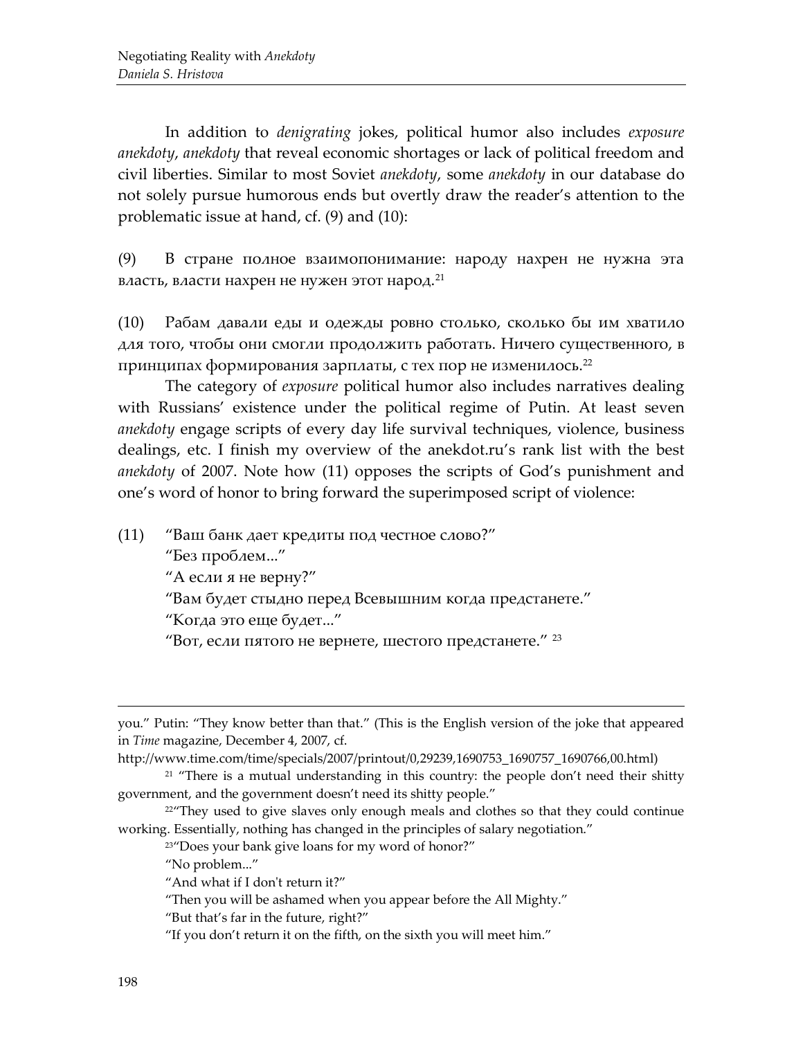In addition to *denigrating* jokes, political humor also includes *exposure anekdoty*, *anekdoty* that reveal economic shortages or lack of political freedom and civil liberties. Similar to most Soviet *anekdoty*, some *anekdoty* in our database do not solely pursue humorous ends but overtly draw the reader's attention to the problematic issue at hand, cf. (9) and (10):

(9) В стране полное взаимопонимание: народу нахрен не нужна эта власть, власти нахрен не нужен этот народ.[21]

(10) Рабам давали еды и одежды ровно столько, сколько бы им хватило для того, чтобы они смогли продолжить работать. Ничего существенного, в принципах формирования зарплаты, с тех пор не изменилось.[22]

The category of *exposure* political humor also includes narratives dealing with Russians' existence under the political regime of Putin. At least seven *anekdoty* engage scripts of every day life survival techniques, violence, business dealings, etc. I finish my overview of the anekdot.ru's rank list with the best *anekdoty* of 2007. Note how (11) opposes the scripts of God's punishment and one's word of honor to bring forward the superimposed script of violence:

(11) "Ваш банк дает кредиты под честное слово?"
"Без проблем..."
"А если я не верну?"
"Вам будет стыдно перед Всевышним когда предстанете."
"Когда это еще будет..."
"Вот, если пятого не вернете, шестого предстанете." [23]

---

you." Putin: "They know better than that." (This is the English version of the joke that appeared in *Time* magazine, December 4, 2007, cf. http://www.time.com/time/specials/2007/printout/0,29239,1690753_1690757_1690766,00.html)

[21] "There is a mutual understanding in this country: the people don't need their shitty government, and the government doesn't need its shitty people."

[22] "They used to give slaves only enough meals and clothes so that they could continue working. Essentially, nothing has changed in the principles of salary negotiation."

[23] "Does your bank give loans for my word of honor?"
"No problem..."
"And what if I don't return it?"
"Then you will be ashamed when you appear before the All Mighty."
"But that's far in the future, right?"
"If you don't return it on the fifth, on the sixth you will meet him."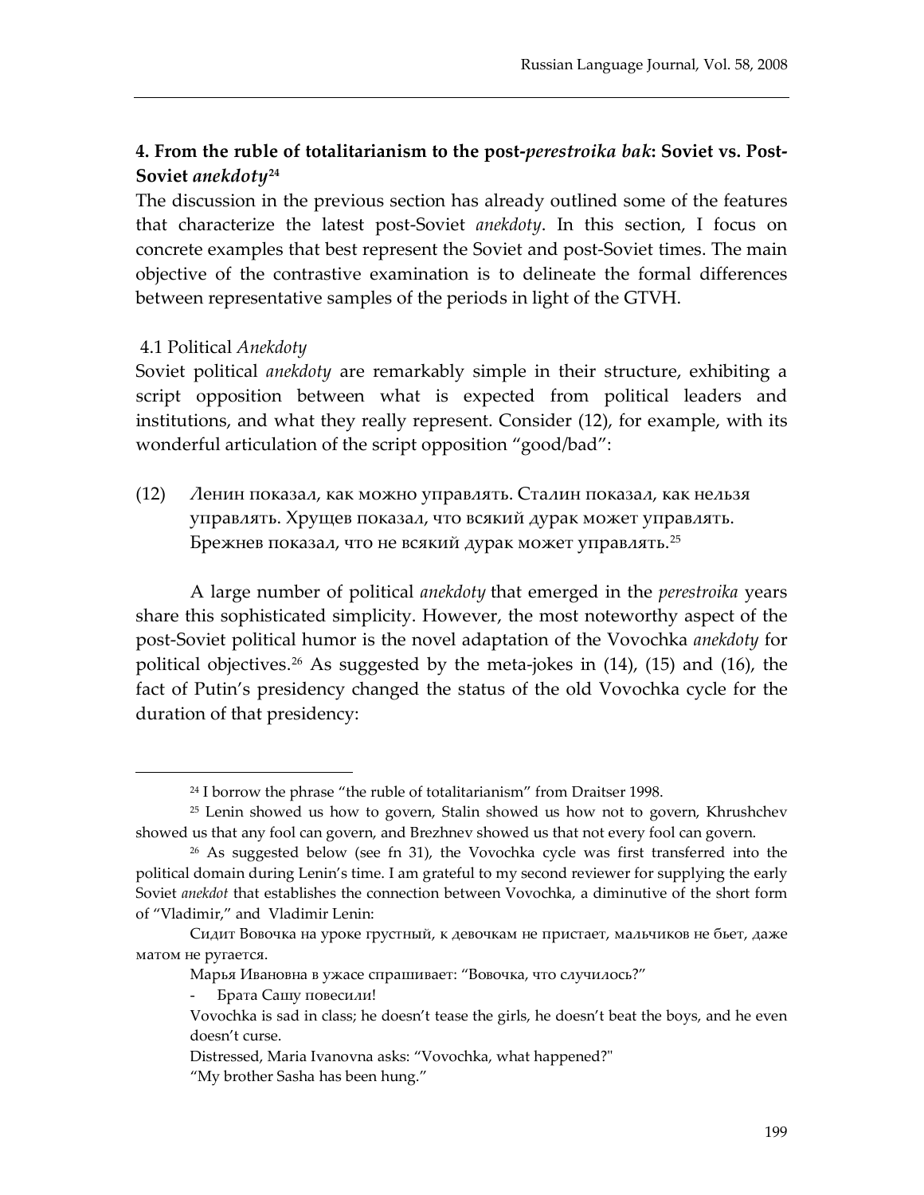## 4. From the ruble of totalitarianism to the post-*perestroika bak*: Soviet vs. Post-Soviet *anekdoty*[24]

The discussion in the previous section has already outlined some of the features that characterize the latest post-Soviet *anekdoty*. In this section, I focus on concrete examples that best represent the Soviet and post-Soviet times. The main objective of the contrastive examination is to delineate the formal differences between representative samples of the periods in light of the GTVH.

### 4.1 Political *Anekdoty*

Soviet political *anekdoty* are remarkably simple in their structure, exhibiting a script opposition between what is expected from political leaders and institutions, and what they really represent. Consider (12), for example, with its wonderful articulation of the script opposition "good/bad":

(12) Ленин показал, как можно управлять. Сталин показал, как нельзя управлять. Хрущев показал, что всякий дурак может управлять. Брежнев показал, что не всякий дурак может управлять.[25]

A large number of political *anekdoty* that emerged in the *perestroika* years share this sophisticated simplicity. However, the most noteworthy aspect of the post-Soviet political humor is the novel adaptation of the Vovochka *anekdoty* for political objectives.[26] As suggested by the meta-jokes in (14), (15) and (16), the fact of Putin's presidency changed the status of the old Vovochka cycle for the duration of that presidency:

---

[24] I borrow the phrase "the ruble of totalitarianism" from Draitser 1998.

[25] Lenin showed us how to govern, Stalin showed us how not to govern, Khrushchev showed us that any fool can govern, and Brezhnev showed us that not every fool can govern.

[26] As suggested below (see fn 31), the Vovochka cycle was first transferred into the political domain during Lenin's time. I am grateful to my second reviewer for supplying the early Soviet *anekdot* that establishes the connection between Vovochka, a diminutive of the short form of "Vladimir," and Vladimir Lenin:

Сидит Вовочка на уроке грустный, к девочкам не пристает, мальчиков не бьет, даже матом не ругается.

Марья Ивановна в ужасе спрашивает: "Вовочка, что случилось?"

- Брата Сашу повесили!

Vovochka is sad in class; he doesn't tease the girls, he doesn't beat the boys, and he even doesn't curse.

Distressed, Maria Ivanovna asks: "Vovochka, what happened?"

"My brother Sasha has been hung."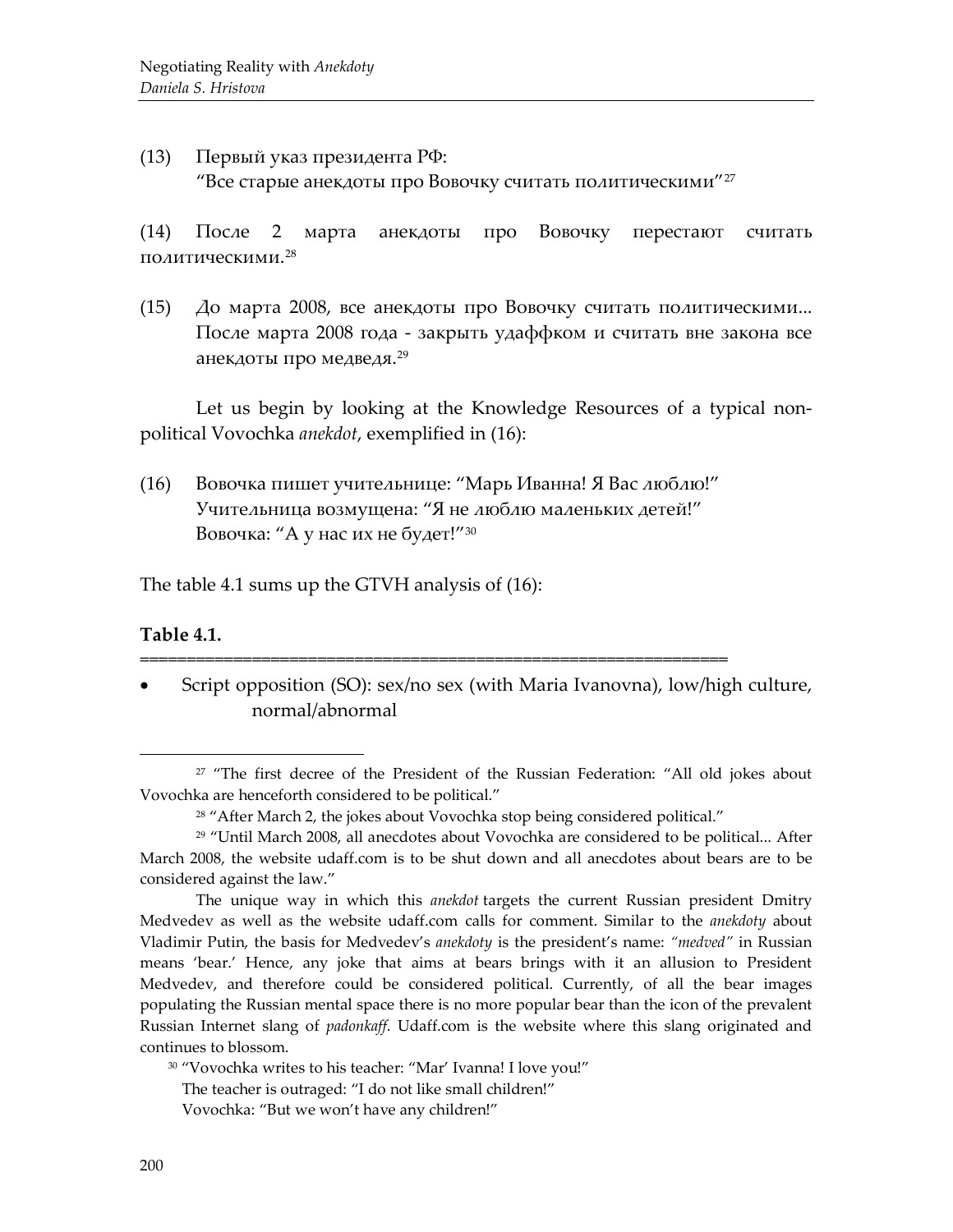(13) Первый указ президента РФ:
"Все старые анекдоты про Вовочку считать политическими"[27]

(14) После 2 марта анекдоты про Вовочку перестают считать политическими.[28]

(15) До марта 2008, все анекдоты про Вовочку считать политическими... После марта 2008 года - закрыть удаффком и считать вне закона все анекдоты про медведя.[29]

Let us begin by looking at the Knowledge Resources of a typical non-political Vovochka *anekdot*, exemplified in (16):

(16) Вовочка пишет учительнице: "Марь Иванна! Я Вас люблю!"
Учительница возмущена: "Я не люблю маленьких детей!"
Вовочка: "А у нас их не будет!"[30]

The table 4.1 sums up the GTVH analysis of (16):

**Table 4.1.**

============================================================

- Script opposition (SO): sex/no sex (with Maria Ivanovna), low/high culture, normal/abnormal

---

[27] "The first decree of the President of the Russian Federation: "All old jokes about Vovochka are henceforth considered to be political."

[28] "After March 2, the jokes about Vovochka stop being considered political."

[29] "Until March 2008, all anecdotes about Vovochka are considered to be political... After March 2008, the website udaff.com is to be shut down and all anecdotes about bears are to be considered against the law."

The unique way in which this *anekdot* targets the current Russian president Dmitry Medvedev as well as the website udaff.com calls for comment. Similar to the *anekdoty* about Vladimir Putin, the basis for Medvedev's *anekdoty* is the president's name: *"medved"* in Russian means 'bear.' Hence, any joke that aims at bears brings with it an allusion to President Medvedev, and therefore could be considered political. Currently, of all the bear images populating the Russian mental space there is no more popular bear than the icon of the prevalent Russian Internet slang of *padonkaff*. Udaff.com is the website where this slang originated and continues to blossom.

[30] "Vovochka writes to his teacher: "Mar' Ivanna! I love you!"
The teacher is outraged: "I do not like small children!"
Vovochka: "But we won't have any children!"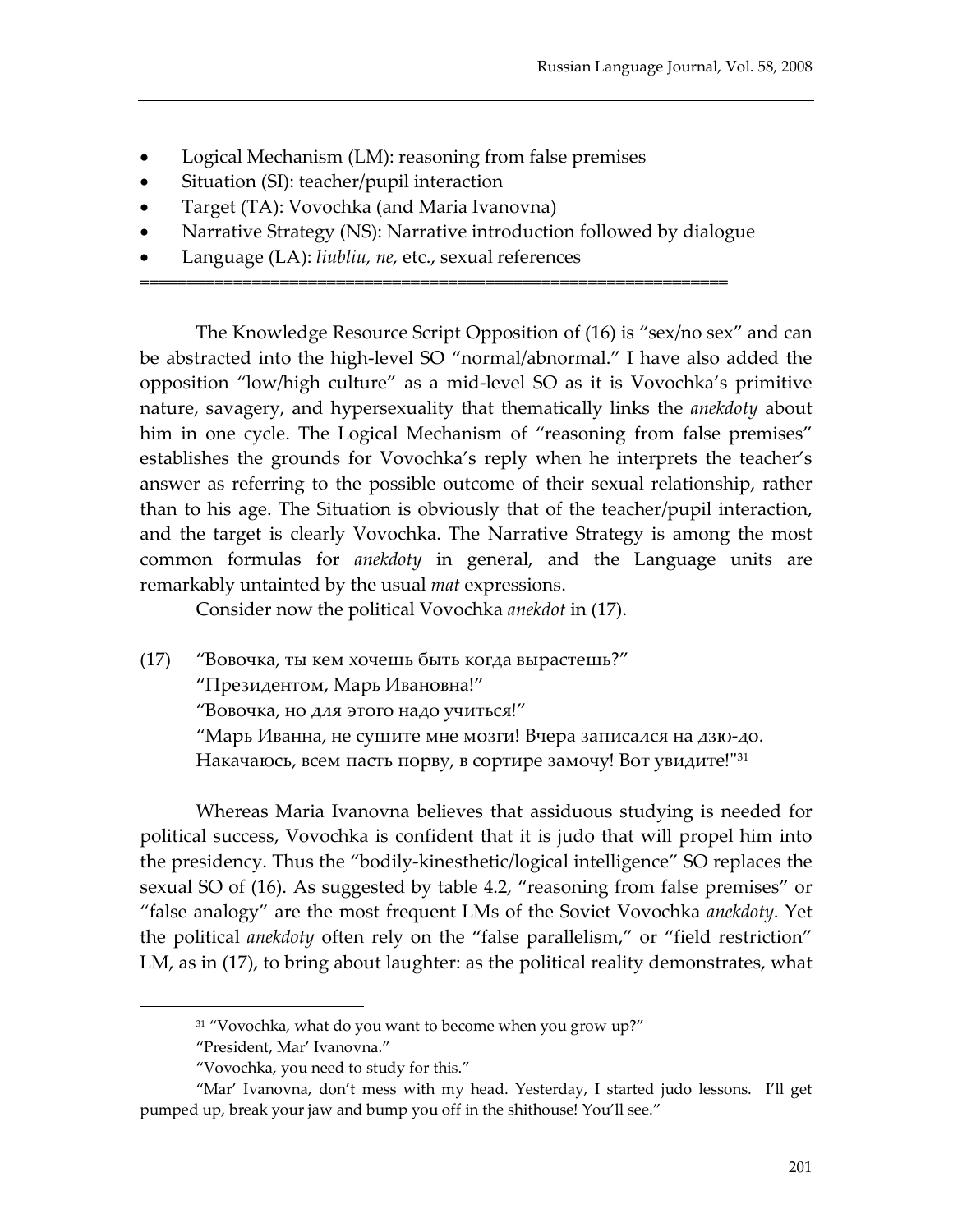- Logical Mechanism (LM): reasoning from false premises
- Situation (SI): teacher/pupil interaction
- Target (TA): Vovochka (and Maria Ivanovna)
- Narrative Strategy (NS): Narrative introduction followed by dialogue
- Language (LA): *liubliu*, *ne*, etc., sexual references

============================================================

The Knowledge Resource Script Opposition of (16) is "sex/no sex" and can be abstracted into the high-level SO "normal/abnormal." I have also added the opposition "low/high culture" as a mid-level SO as it is Vovochka's primitive nature, savagery, and hypersexuality that thematically links the *anekdoty* about him in one cycle. The Logical Mechanism of "reasoning from false premises" establishes the grounds for Vovochka's reply when he interprets the teacher's answer as referring to the possible outcome of their sexual relationship, rather than to his age. The Situation is obviously that of the teacher/pupil interaction, and the target is clearly Vovochka. The Narrative Strategy is among the most common formulas for *anekdoty* in general, and the Language units are remarkably untainted by the usual *mat* expressions.

Consider now the political Vovochka *anekdot* in (17).

(17) "Вовочка, ты кем хочешь быть когда вырастешь?"
"Президентом, Марь Ивановна!"
"Вовочка, но для этого надо учиться!"
"Марь Иванна, не сушите мне мозги! Вчера записался на дзю-до. Накачаюсь, всем пасть порву, в сортире замочу! Вот увидите!"[31]

Whereas Maria Ivanovna believes that assiduous studying is needed for political success, Vovochka is confident that it is judo that will propel him into the presidency. Thus the "bodily-kinesthetic/logical intelligence" SO replaces the sexual SO of (16). As suggested by table 4.2, "reasoning from false premises" or "false analogy" are the most frequent LMs of the Soviet Vovochka *anekdoty*. Yet the political *anekdoty* often rely on the "false parallelism," or "field restriction" LM, as in (17), to bring about laughter: as the political reality demonstrates, what

---

[31] "Vovochka, what do you want to become when you grow up?"
"President, Mar' Ivanovna."
"Vovochka, you need to study for this."
"Mar' Ivanovna, don't mess with my head. Yesterday, I started judo lessons. I'll get pumped up, break your jaw and bump you off in the shithouse! You'll see."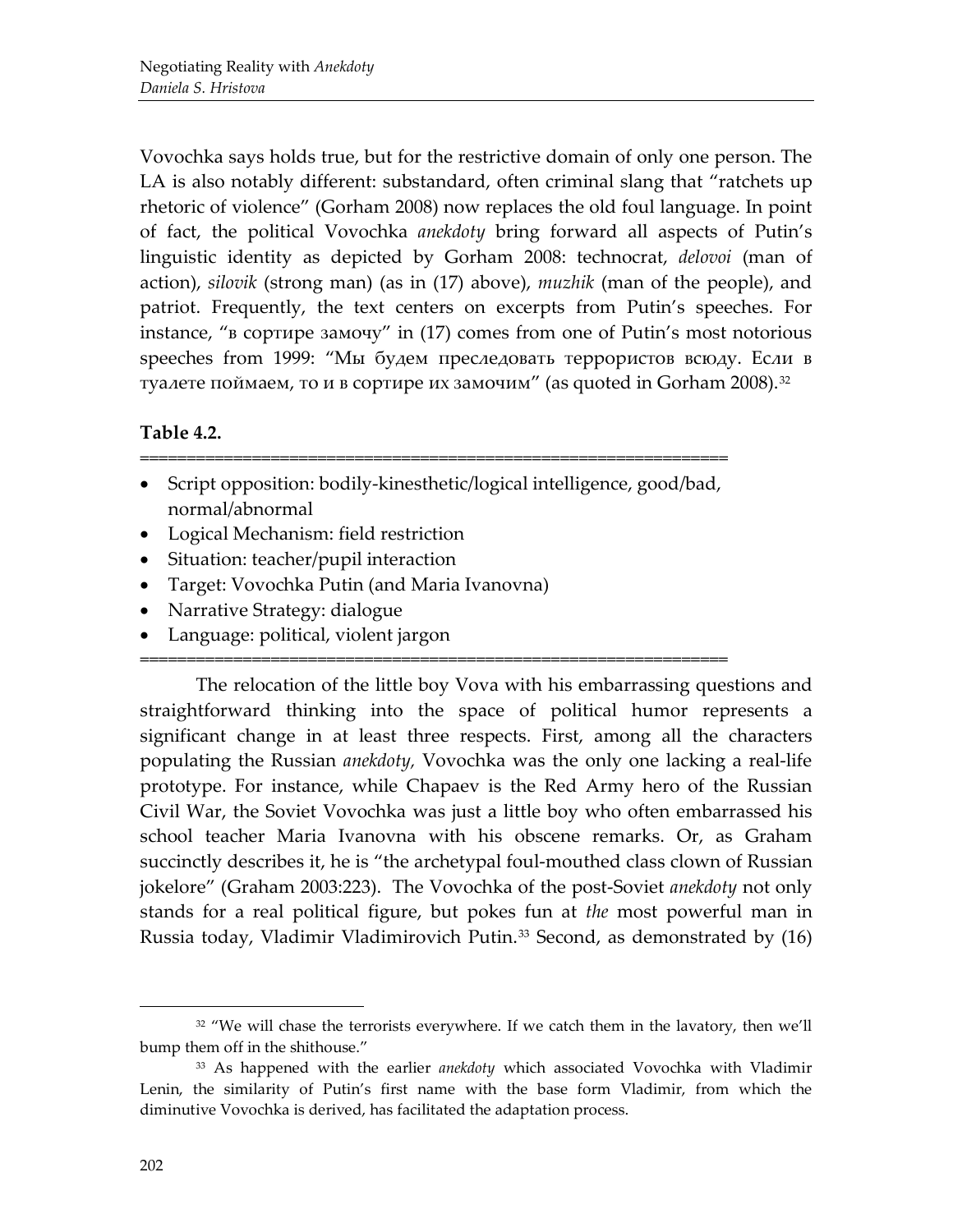Vovochka says holds true, but for the restrictive domain of only one person. The LA is also notably different: substandard, often criminal slang that "ratchets up rhetoric of violence" (Gorham 2008) now replaces the old foul language. In point of fact, the political Vovochka *anekdoty* bring forward all aspects of Putin's linguistic identity as depicted by Gorham 2008: technocrat, *delovoi* (man of action), *silovik* (strong man) (as in (17) above), *muzhik* (man of the people), and patriot. Frequently, the text centers on excerpts from Putin's speeches. For instance, "в сортире замочу" in (17) comes from one of Putin's most notorious speeches from 1999: "Мы будем преследовать террористов всюду. Если в туалете поймаем, то и в сортире их замочим" (as quoted in Gorham 2008).[32]

**Table 4.2.**

============================================================

- Script opposition: bodily-kinesthetic/logical intelligence, good/bad, normal/abnormal
- Logical Mechanism: field restriction
- Situation: teacher/pupil interaction
- Target: Vovochka Putin (and Maria Ivanovna)
- Narrative Strategy: dialogue
- Language: political, violent jargon

============================================================

The relocation of the little boy Vova with his embarrassing questions and straightforward thinking into the space of political humor represents a significant change in at least three respects. First, among all the characters populating the Russian *anekdoty*, Vovochka was the only one lacking a real-life prototype. For instance, while Chapaev is the Red Army hero of the Russian Civil War, the Soviet Vovochka was just a little boy who often embarrassed his school teacher Maria Ivanovna with his obscene remarks. Or, as Graham succinctly describes it, he is "the archetypal foul-mouthed class clown of Russian jokelore" (Graham 2003:223). The Vovochka of the post-Soviet *anekdoty* not only stands for a real political figure, but pokes fun at *the* most powerful man in Russia today, Vladimir Vladimirovich Putin.[33] Second, as demonstrated by (16)

---

[32] "We will chase the terrorists everywhere. If we catch them in the lavatory, then we'll bump them off in the shithouse."

[33] As happened with the earlier *anekdoty* which associated Vovochka with Vladimir Lenin, the similarity of Putin's first name with the base form Vladimir, from which the diminutive Vovochka is derived, has facilitated the adaptation process.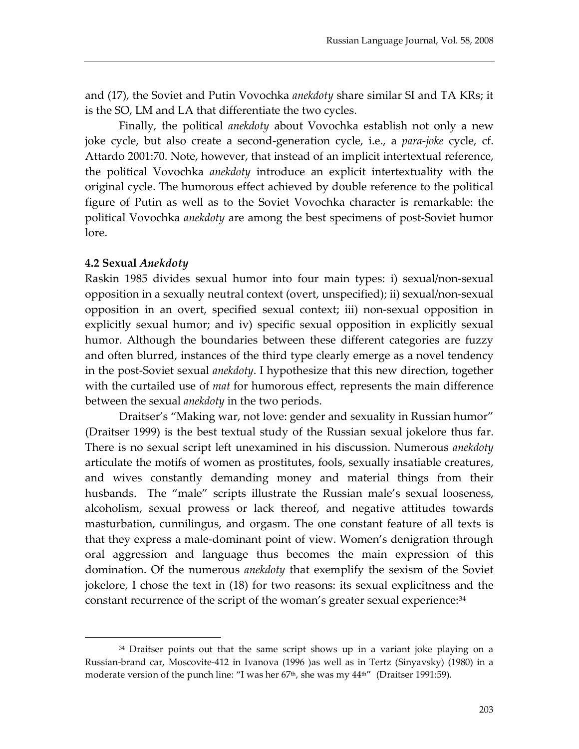and (17), the Soviet and Putin Vovochka *anekdoty* share similar SI and TA KRs; it is the SO, LM and LA that differentiate the two cycles.

Finally, the political *anekdoty* about Vovochka establish not only a new joke cycle, but also create a second-generation cycle, i.e., a *para-joke* cycle, cf. Attardo 2001:70. Note, however, that instead of an implicit intertextual reference, the political Vovochka *anekdoty* introduce an explicit intertextuality with the original cycle. The humorous effect achieved by double reference to the political figure of Putin as well as to the Soviet Vovochka character is remarkable: the political Vovochka *anekdoty* are among the best specimens of post-Soviet humor lore.

### 4.2 Sexual *Anekdoty*

Raskin 1985 divides sexual humor into four main types: i) sexual/non-sexual opposition in a sexually neutral context (overt, unspecified); ii) sexual/non-sexual opposition in an overt, specified sexual context; iii) non-sexual opposition in explicitly sexual humor; and iv) specific sexual opposition in explicitly sexual humor. Although the boundaries between these different categories are fuzzy and often blurred, instances of the third type clearly emerge as a novel tendency in the post-Soviet sexual *anekdoty*. I hypothesize that this new direction, together with the curtailed use of *mat* for humorous effect, represents the main difference between the sexual *anekdoty* in the two periods.

Draitser's "Making war, not love: gender and sexuality in Russian humor" (Draitser 1999) is the best textual study of the Russian sexual jokelore thus far. There is no sexual script left unexamined in his discussion. Numerous *anekdoty* articulate the motifs of women as prostitutes, fools, sexually insatiable creatures, and wives constantly demanding money and material things from their husbands. The "male" scripts illustrate the Russian male's sexual looseness, alcoholism, sexual prowess or lack thereof, and negative attitudes towards masturbation, cunnilingus, and orgasm. The one constant feature of all texts is that they express a male-dominant point of view. Women's denigration through oral aggression and language thus becomes the main expression of this domination. Of the numerous *anekdoty* that exemplify the sexism of the Soviet jokelore, I chose the text in (18) for two reasons: its sexual explicitness and the constant recurrence of the script of the woman's greater sexual experience:[34]

---

[34] Draitser points out that the same script shows up in a variant joke playing on a Russian-brand car, Moscovite-412 in Ivanova (1996 )as well as in Tertz (Sinyavsky) (1980) in a moderate version of the punch line: "I was her 67th, she was my 44th" (Draitser 1991:59).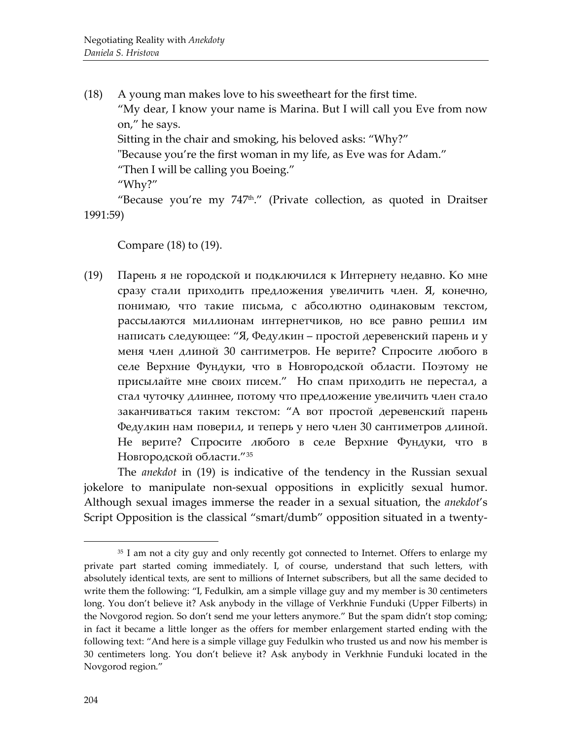(18) A young man makes love to his sweetheart for the first time.

"My dear, I know your name is Marina. But I will call you Eve from now on," he says.

Sitting in the chair and smoking, his beloved asks: "Why?"

"Because you're the first woman in my life, as Eve was for Adam."

"Then I will be calling you Boeing."

"Why?"

"Because you're my 747th." (Private collection, as quoted in Draitser 1991:59)

Compare (18) to (19).

(19) Парень я не городской и подключился к Интернету недавно. Ко мне сразу стали приходить предложения увеличить член. Я, конечно, понимаю, что такие письма, с абсолютно одинаковым текстом, рассылаются миллионам интернетчиков, но все равно решил им написать следующее: "Я, Федулкин – простой деревенский парень и у меня член длиной 30 сантиметров. Не верите? Спросите любого в селе Верхние Фундуки, что в Новгородской области. Поэтому не присылайте мне своих писем." Но спам приходить не перестал, а стал чуточку длиннее, потому что предложение увеличить член стало заканчиваться таким текстом: "А вот простой деревенский парень Федулкин нам поверил, и теперь у него член 30 сантиметров длиной. Не верите? Спросите любого в селе Верхние Фундуки, что в Новгородской области."[35]

The *anekdot* in (19) is indicative of the tendency in the Russian sexual jokelore to manipulate non-sexual oppositions in explicitly sexual humor. Although sexual images immerse the reader in a sexual situation, the *anekdot*'s Script Opposition is the classical "smart/dumb" opposition situated in a twenty-

---

[35] I am not a city guy and only recently got connected to Internet. Offers to enlarge my private part started coming immediately. I, of course, understand that such letters, with absolutely identical texts, are sent to millions of Internet subscribers, but all the same decided to write them the following: "I, Fedulkin, am a simple village guy and my member is 30 centimeters long. You don't believe it? Ask anybody in the village of Verkhnie Funduki (Upper Filberts) in the Novgorod region. So don't send me your letters anymore." But the spam didn't stop coming; in fact it became a little longer as the offers for member enlargement started ending with the following text: "And here is a simple village guy Fedulkin who trusted us and now his member is 30 centimeters long. You don't believe it? Ask anybody in Verkhnie Funduki located in the Novgorod region."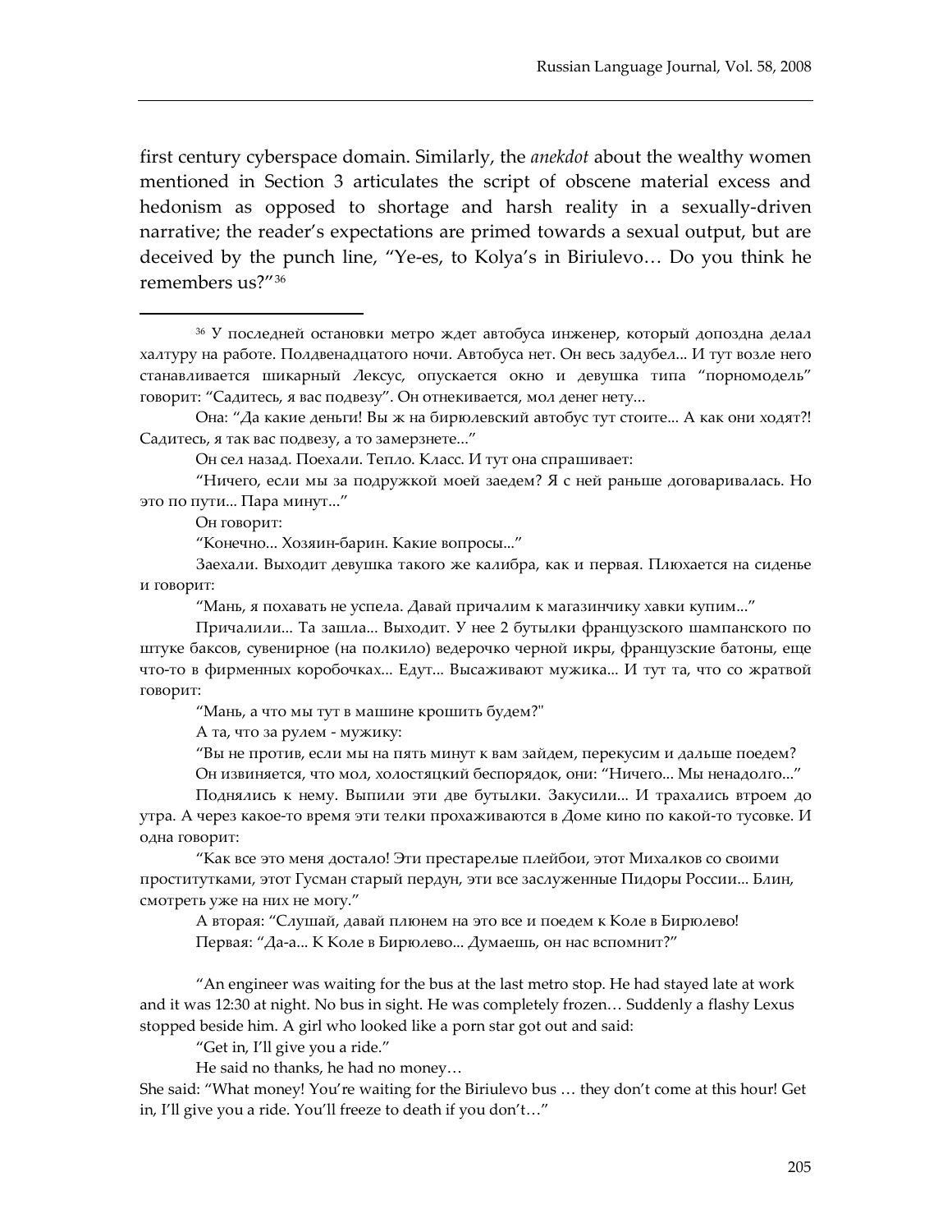first century cyberspace domain. Similarly, the *anekdot* about the wealthy women mentioned in Section 3 articulates the script of obscene material excess and hedonism as opposed to shortage and harsh reality in a sexually-driven narrative; the reader's expectations are primed towards a sexual output, but are deceived by the punch line, "Ye-es, to Kolya's in Biriulevo… Do you think he remembers us?"[36]

---

[36] У последней остановки метро ждет автобуса инженер, который допоздна делал халтуру на работе. Полдвенадцатого ночи. Автобуса нет. Он весь задубел... И тут возле него станавливается шикарный Лексус, опускается окно и девушка типа "порномодель" говорит: "Садитесь, я вас подвезу". Он отнекивается, мол денег нету...

Она: "Да какие деньги! Вы ж на бирюлевский автобус тут стоите... А как они ходят?! Садитесь, я так вас подвезу, а то замерзнете..."

Он сел назад. Поехали. Тепло. Класс. И тут она спрашивает:

"Ничего, если мы за подружкой моей заедем? Я с ней раньше договаривалась. Но это по пути... Пара минут..."

Он говорит:

"Конечно... Хозяин-барин. Какие вопросы..."

Заехали. Выходит девушка такого же калибра, как и первая. Плюхается на сиденье и говорит:

"Мань, я похавать не успела. Давай причалим к магазинчику хавки купим..."

Причалили... Та зашла... Выходит. У нее 2 бутылки французского шампанского по штуке баксов, сувенирное (на полкило) ведерочко черной икры, французские батоны, еще что-то в фирменных коробочках... Едут... Высаживают мужика... И тут та, что со жратвой говорит:

"Мань, а что мы тут в машине крошить будем?"

А та, что за рулем - мужику:

"Вы не против, если мы на пять минут к вам зайдем, перекусим и дальше поедем?

Он извиняется, что мол, холостяцкий беспорядок, они: "Ничего... Мы ненадолго..."

Поднялись к нему. Выпили эти две бутылки. Закусили... И трахались втроем до утра. А через какое-то время эти телки прохаживаются в Доме кино по какой-то тусовке. И одна говорит:

"Как все это меня достало! Эти престарелые плейбои, этот Михалков со своими проститутками, этот Гусман старый пердун, эти все заслуженные Пидоры России... Блин, смотреть уже на них не могу."

А вторая: "Слушай, давай плюнем на это все и поедем к Коле в Бирюлево!

Первая: "Да-а... К Коле в Бирюлево... Думаешь, он нас вспомнит?"

"An engineer was waiting for the bus at the last metro stop. He had stayed late at work and it was 12:30 at night. No bus in sight. He was completely frozen… Suddenly a flashy Lexus stopped beside him. A girl who looked like a porn star got out and said:

"Get in, I'll give you a ride."

He said no thanks, he had no money…

She said: "What money! You're waiting for the Biriulevo bus … they don't come at this hour! Get in, I'll give you a ride. You'll freeze to death if you don't…"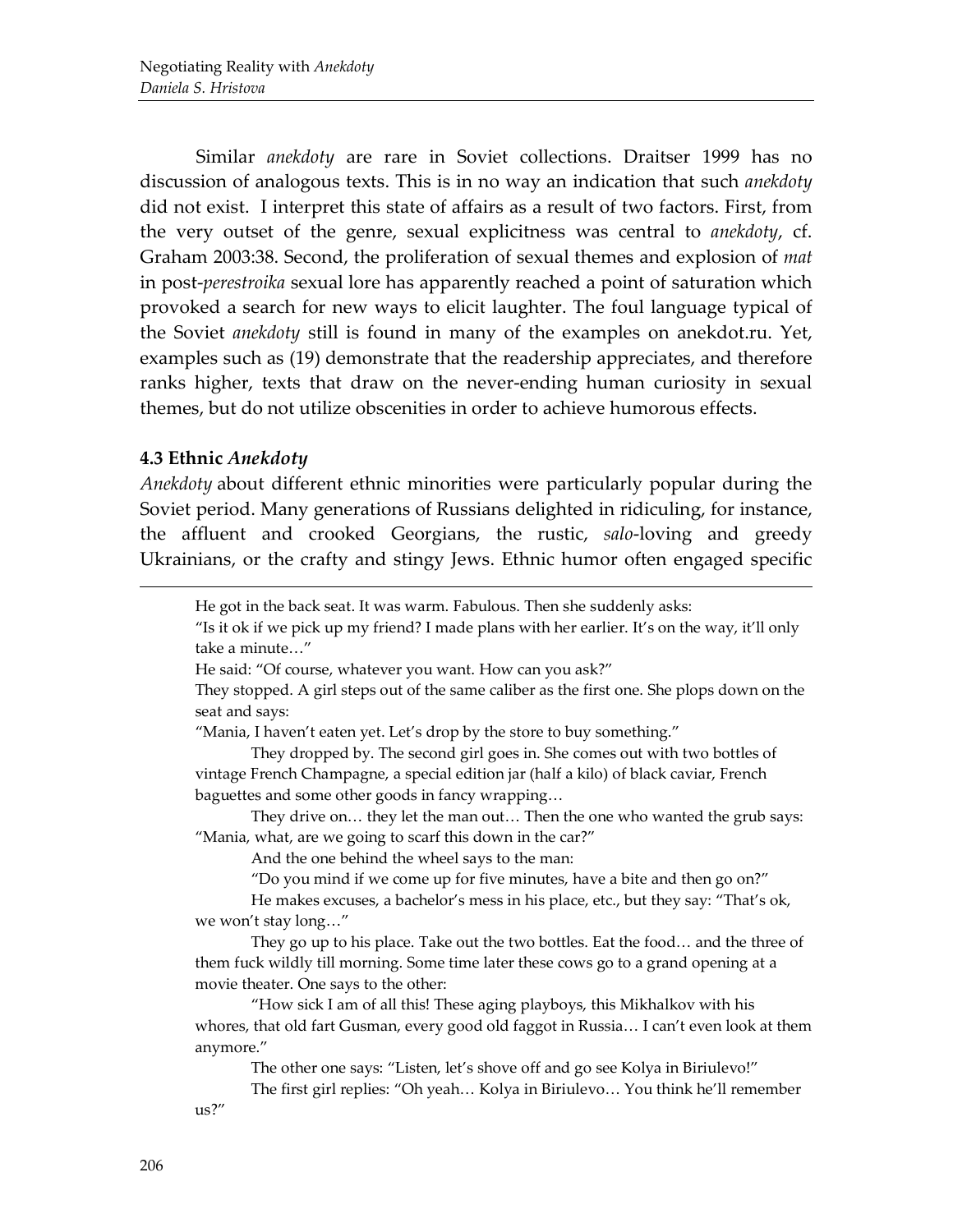Similar *anekdoty* are rare in Soviet collections. Draitser 1999 has no discussion of analogous texts. This is in no way an indication that such *anekdoty* did not exist. I interpret this state of affairs as a result of two factors. First, from the very outset of the genre, sexual explicitness was central to *anekdoty*, cf. Graham 2003:38. Second, the proliferation of sexual themes and explosion of *mat* in post-*perestroika* sexual lore has apparently reached a point of saturation which provoked a search for new ways to elicit laughter. The foul language typical of the Soviet *anekdoty* still is found in many of the examples on anekdot.ru. Yet, examples such as (19) demonstrate that the readership appreciates, and therefore ranks higher, texts that draw on the never-ending human curiosity in sexual themes, but do not utilize obscenities in order to achieve humorous effects.

### 4.3 Ethnic *Anekdoty*

*Anekdoty* about different ethnic minorities were particularly popular during the Soviet period. Many generations of Russians delighted in ridiculing, for instance, the affluent and crooked Georgians, the rustic, *salo*-loving and greedy Ukrainians, or the crafty and stingy Jews. Ethnic humor often engaged specific

---

He got in the back seat. It was warm. Fabulous. Then she suddenly asks:

"Is it ok if we pick up my friend? I made plans with her earlier. It's on the way, it'll only take a minute…"

He said: "Of course, whatever you want. How can you ask?"

They stopped. A girl steps out of the same caliber as the first one. She plops down on the seat and says:

"Mania, I haven't eaten yet. Let's drop by the store to buy something."

They dropped by. The second girl goes in. She comes out with two bottles of vintage French Champagne, a special edition jar (half a kilo) of black caviar, French baguettes and some other goods in fancy wrapping…

They drive on… they let the man out… Then the one who wanted the grub says: "Mania, what, are we going to scarf this down in the car?"

And the one behind the wheel says to the man:

"Do you mind if we come up for five minutes, have a bite and then go on?"

He makes excuses, a bachelor's mess in his place, etc., but they say: "That's ok, we won't stay long…"

They go up to his place. Take out the two bottles. Eat the food… and the three of them fuck wildly till morning. Some time later these cows go to a grand opening at a movie theater. One says to the other:

"How sick I am of all this! These aging playboys, this Mikhalkov with his whores, that old fart Gusman, every good old faggot in Russia… I can't even look at them anymore."

The other one says: "Listen, let's shove off and go see Kolya in Biriulevo!"

The first girl replies: "Oh yeah… Kolya in Biriulevo… You think he'll remember us?"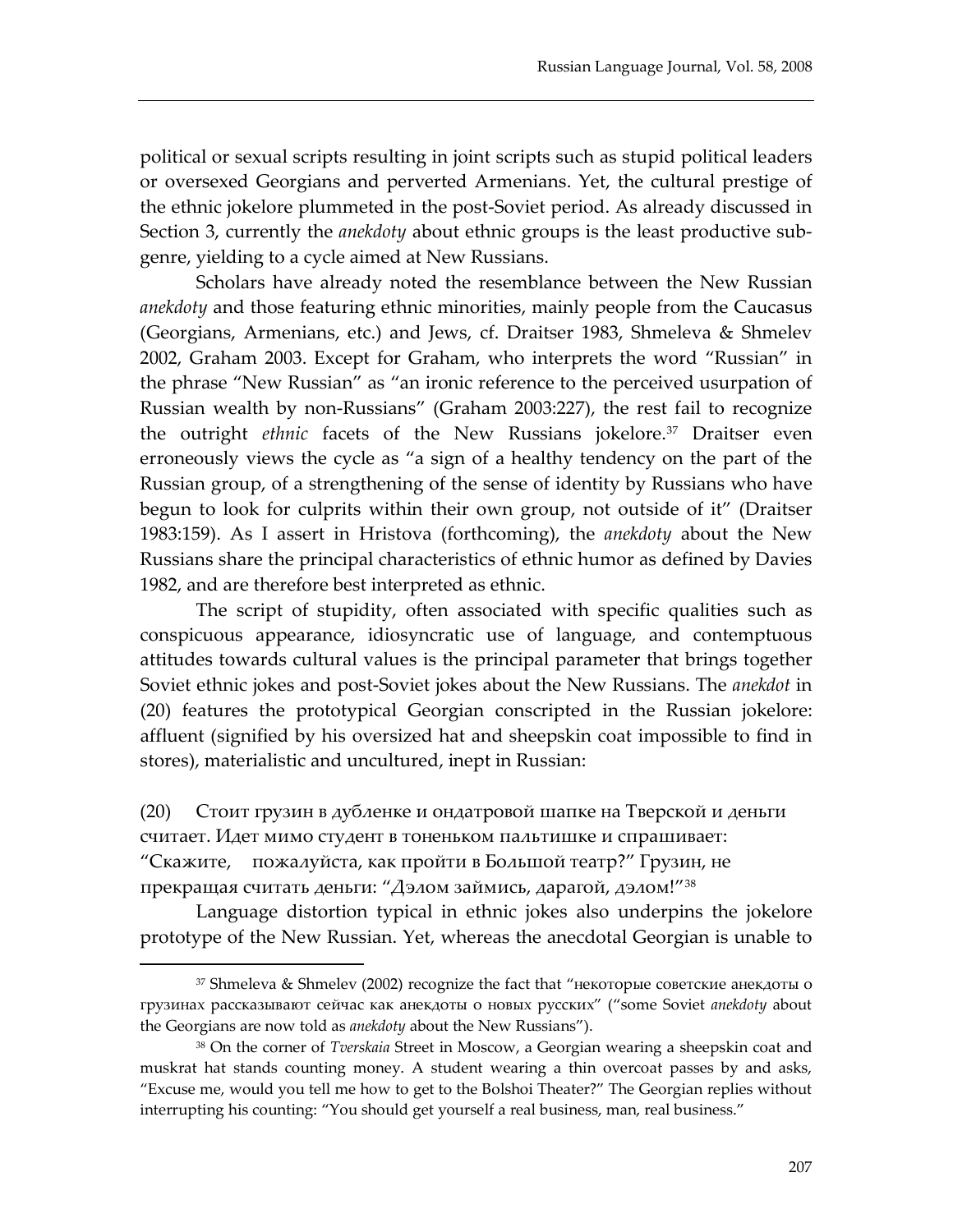political or sexual scripts resulting in joint scripts such as stupid political leaders or oversexed Georgians and perverted Armenians. Yet, the cultural prestige of the ethnic jokelore plummeted in the post-Soviet period. As already discussed in Section 3, currently the *anekdoty* about ethnic groups is the least productive subgenre, yielding to a cycle aimed at New Russians.

Scholars have already noted the resemblance between the New Russian *anekdoty* and those featuring ethnic minorities, mainly people from the Caucasus (Georgians, Armenians, etc.) and Jews, cf. Draitser 1983, Shmeleva & Shmelev 2002, Graham 2003. Except for Graham, who interprets the word "Russian" in the phrase "New Russian" as "an ironic reference to the perceived usurpation of Russian wealth by non-Russians" (Graham 2003:227), the rest fail to recognize the outright *ethnic* facets of the New Russians jokelore.[37] Draitser even erroneously views the cycle as "a sign of a healthy tendency on the part of the Russian group, of a strengthening of the sense of identity by Russians who have begun to look for culprits within their own group, not outside of it" (Draitser 1983:159). As I assert in Hristova (forthcoming), the *anekdoty* about the New Russians share the principal characteristics of ethnic humor as defined by Davies 1982, and are therefore best interpreted as ethnic.

The script of stupidity, often associated with specific qualities such as conspicuous appearance, idiosyncratic use of language, and contemptuous attitudes towards cultural values is the principal parameter that brings together Soviet ethnic jokes and post-Soviet jokes about the New Russians. The *anekdot* in (20) features the prototypical Georgian conscripted in the Russian jokelore: affluent (signified by his oversized hat and sheepskin coat impossible to find in stores), materialistic and uncultured, inept in Russian:

(20) Стоит грузин в дубленке и ондатровой шапке на Тверской и деньги считает. Идет мимо студент в тоненьком пальтишке и спрашивает: "Скажите, пожалуйста, как пройти в Большой театр?" Грузин, не прекращая считать деньги: "Дэлом займись, дарагой, дэлом!"[38]

Language distortion typical in ethnic jokes also underpins the jokelore prototype of the New Russian. Yet, whereas the anecdotal Georgian is unable to

---

[37] Shmeleva & Shmelev (2002) recognize the fact that "некоторые советские анекдоты о грузинах рассказывают сейчас как анекдоты о новых русских" ("some Soviet *anekdoty* about the Georgians are now told as *anekdoty* about the New Russians").

[38] On the corner of *Tverskaia* Street in Moscow, a Georgian wearing a sheepskin coat and muskrat hat stands counting money. A student wearing a thin overcoat passes by and asks, "Excuse me, would you tell me how to get to the Bolshoi Theater?" The Georgian replies without interrupting his counting: "You should get yourself a real business, man, real business."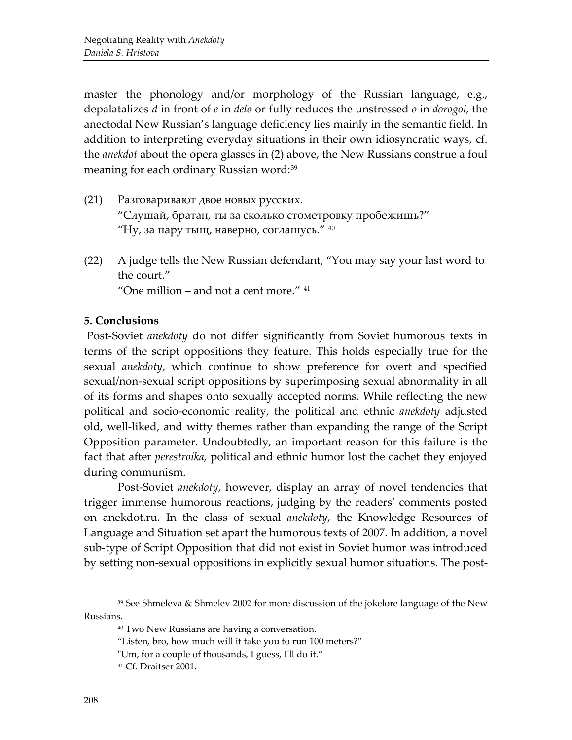master the phonology and/or morphology of the Russian language, e.g., depalatalizes *d* in front of *e* in *delo* or fully reduces the unstressed *o* in *dorogoi*, the anectodal New Russian's language deficiency lies mainly in the semantic field. In addition to interpreting everyday situations in their own idiosyncratic ways, cf. the *anekdot* about the opera glasses in (2) above, the New Russians construe a foul meaning for each ordinary Russian word:[39]

(21) Разговаривают двое новых русских.
"Слушай, братан, ты за сколько стометровку пробежишь?"
"Ну, за пару тыщ, наверно, соглашусь." [40]

(22) A judge tells the New Russian defendant, "You may say your last word to the court."
"One million – and not a cent more." [41]

**5. Conclusions**

Post-Soviet *anekdoty* do not differ significantly from Soviet humorous texts in terms of the script oppositions they feature. This holds especially true for the sexual *anekdoty*, which continue to show preference for overt and specified sexual/non-sexual script oppositions by superimposing sexual abnormality in all of its forms and shapes onto sexually accepted norms. While reflecting the new political and socio-economic reality, the political and ethnic *anekdoty* adjusted old, well-liked, and witty themes rather than expanding the range of the Script Opposition parameter. Undoubtedly, an important reason for this failure is the fact that after *perestroika,* political and ethnic humor lost the cachet they enjoyed during communism.

Post-Soviet *anekdoty*, however, display an array of novel tendencies that trigger immense humorous reactions, judging by the readers' comments posted on anekdot.ru. In the class of sexual *anekdoty*, the Knowledge Resources of Language and Situation set apart the humorous texts of 2007. In addition, a novel sub-type of Script Opposition that did not exist in Soviet humor was introduced by setting non-sexual oppositions in explicitly sexual humor situations. The post-

---

[39] See Shmeleva & Shmelev 2002 for more discussion of the jokelore language of the New Russians.

[40] Two New Russians are having a conversation.
"Listen, bro, how much will it take you to run 100 meters?"
"Um, for a couple of thousands, I guess, I'll do it."

[41] Cf. Draitser 2001.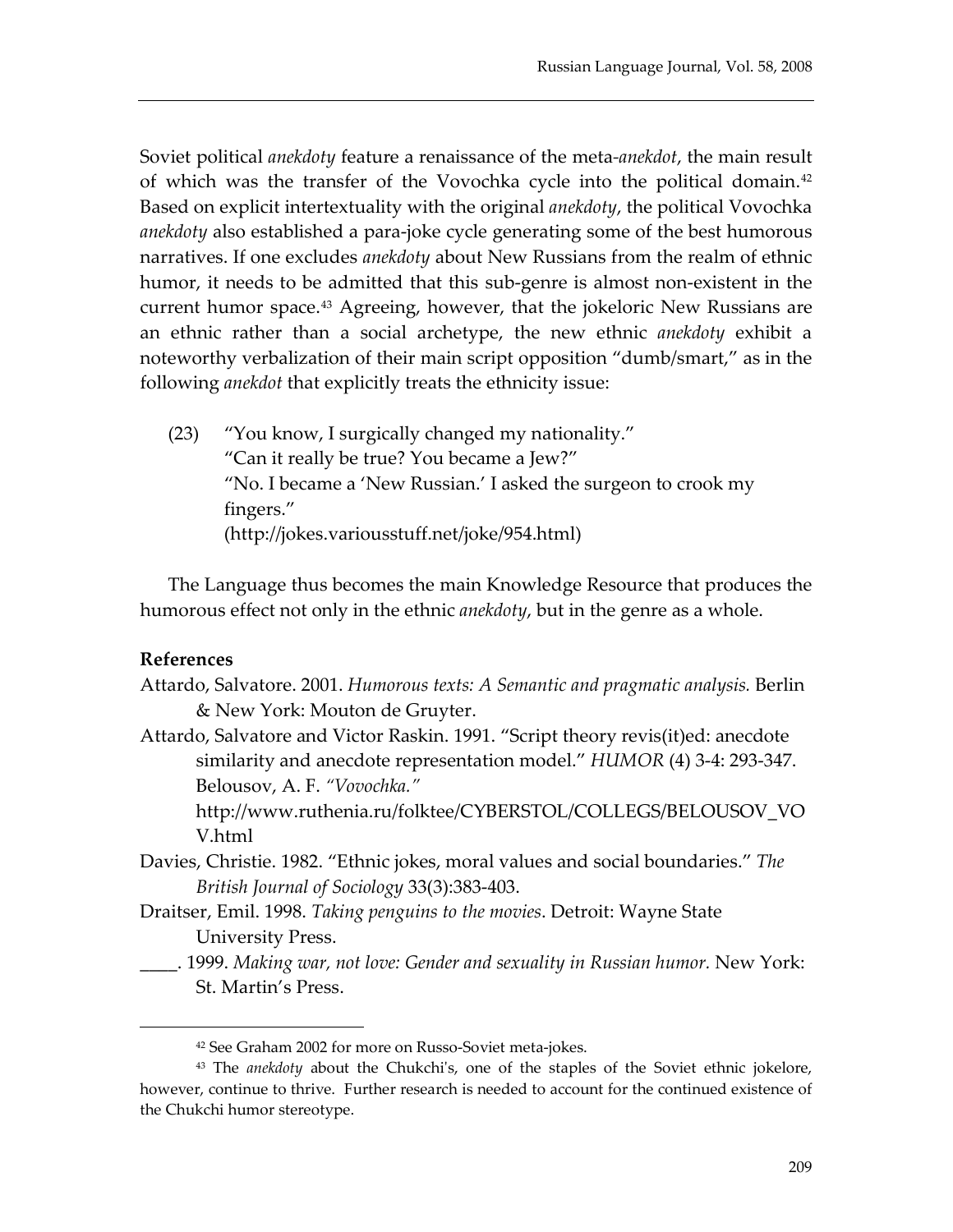Soviet political *anekdoty* feature a renaissance of the meta-*anekdot*, the main result of which was the transfer of the Vovochka cycle into the political domain.[42] Based on explicit intertextuality with the original *anekdoty*, the political Vovochka *anekdoty* also established a para-joke cycle generating some of the best humorous narratives. If one excludes *anekdoty* about New Russians from the realm of ethnic humor, it needs to be admitted that this sub-genre is almost non-existent in the current humor space.[43] Agreeing, however, that the jokeloric New Russians are an ethnic rather than a social archetype, the new ethnic *anekdoty* exhibit a noteworthy verbalization of their main script opposition "dumb/smart," as in the following *anekdot* that explicitly treats the ethnicity issue:

(23) "You know, I surgically changed my nationality."
"Can it really be true? You became a Jew?"
"No. I became a 'New Russian.' I asked the surgeon to crook my fingers."
(http://jokes.variousstuff.net/joke/954.html)

The Language thus becomes the main Knowledge Resource that produces the humorous effect not only in the ethnic *anekdoty*, but in the genre as a whole.

**References**

Attardo, Salvatore. 2001. *Humorous texts: A Semantic and pragmatic analysis.* Berlin & New York: Mouton de Gruyter.

Attardo, Salvatore and Victor Raskin. 1991. "Script theory revis(it)ed: anecdote similarity and anecdote representation model." *HUMOR* (4) 3-4: 293-347. Belousov, A. F. *"Vovochka."* http://www.ruthenia.ru/folktee/CYBERSTOL/COLLEGS/BELOUSOV_VOV.html

Davies, Christie. 1982. "Ethnic jokes, moral values and social boundaries." *The British Journal of Sociology* 33(3):383-403.

Draitser, Emil. 1998. *Taking penguins to the movies*. Detroit: Wayne State University Press.

____. 1999. *Making war, not love: Gender and sexuality in Russian humor.* New York: St. Martin's Press.

---

[42] See Graham 2002 for more on Russo-Soviet meta-jokes.

[43] The *anekdoty* about the Chukchi's, one of the staples of the Soviet ethnic jokelore, however, continue to thrive. Further research is needed to account for the continued existence of the Chukchi humor stereotype.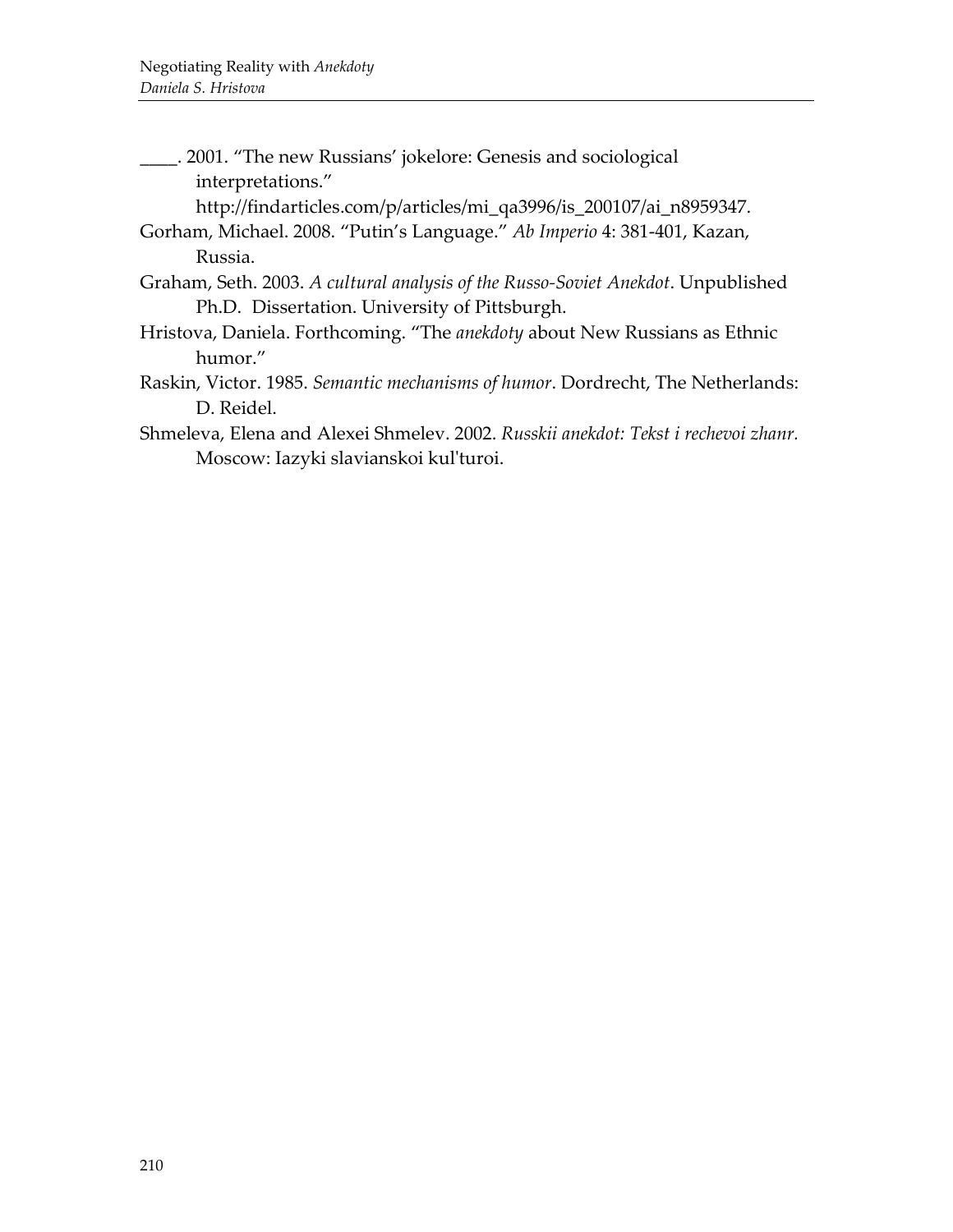____. 2001. “The new Russians’ jokelore: Genesis and sociological interpretations.” http://findarticles.com/p/articles/mi_qa3996/is_200107/ai_n8959347.

Gorham, Michael. 2008. “Putin’s Language.” *Ab Imperio* 4: 381-401, Kazan, Russia.

Graham, Seth. 2003. *A cultural analysis of the Russo-Soviet Anekdot*. Unpublished Ph.D. Dissertation. University of Pittsburgh.

Hristova, Daniela. Forthcoming. “The *anekdoty* about New Russians as Ethnic humor.”

Raskin, Victor. 1985. *Semantic mechanisms of humor*. Dordrecht, The Netherlands: D. Reidel.

Shmeleva, Elena and Alexei Shmelev. 2002. *Russkii anekdot: Tekst i rechevoi zhanr.* Moscow: Iazyki slavianskoi kul'turoi.